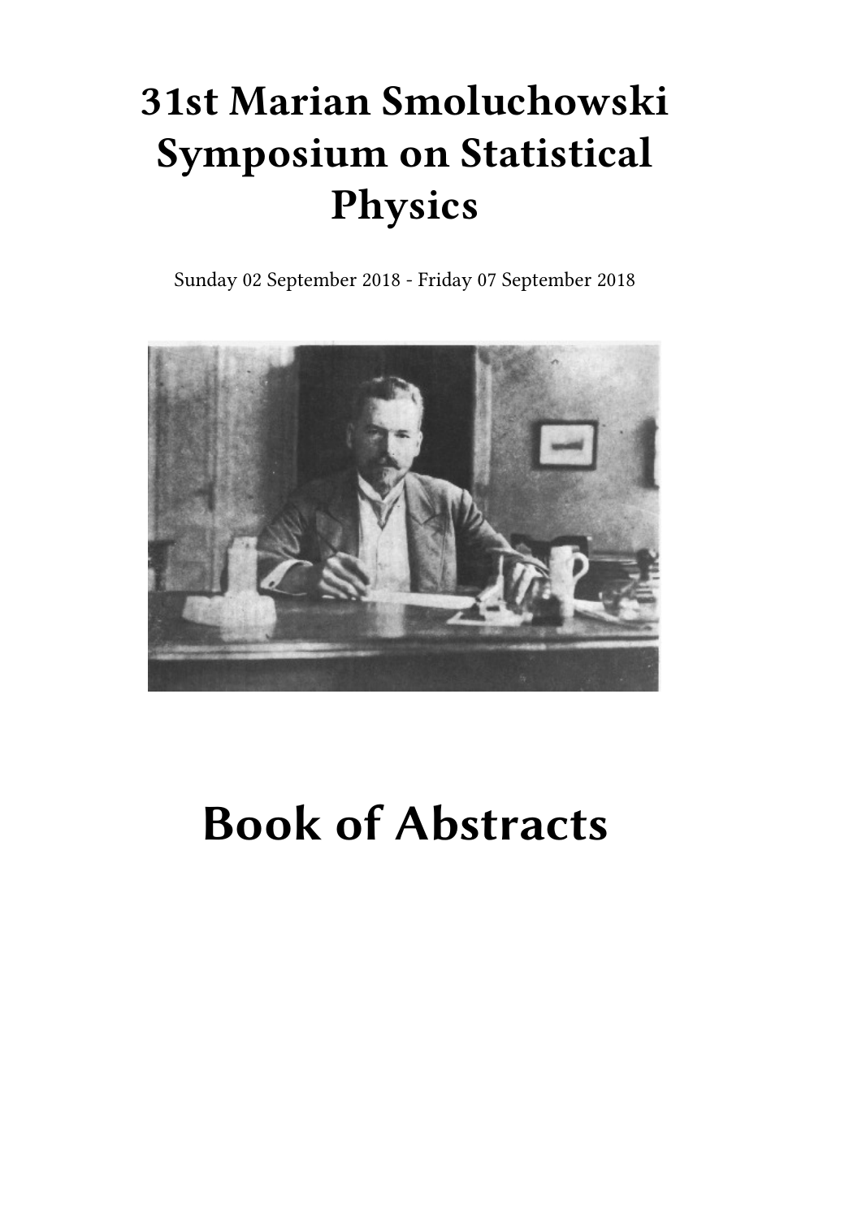# 31st Marian Smoluchowski Symposium on Statistical Physics

Sunday 02 September 2018 - Friday 07 September 2018

# Book of Abstracts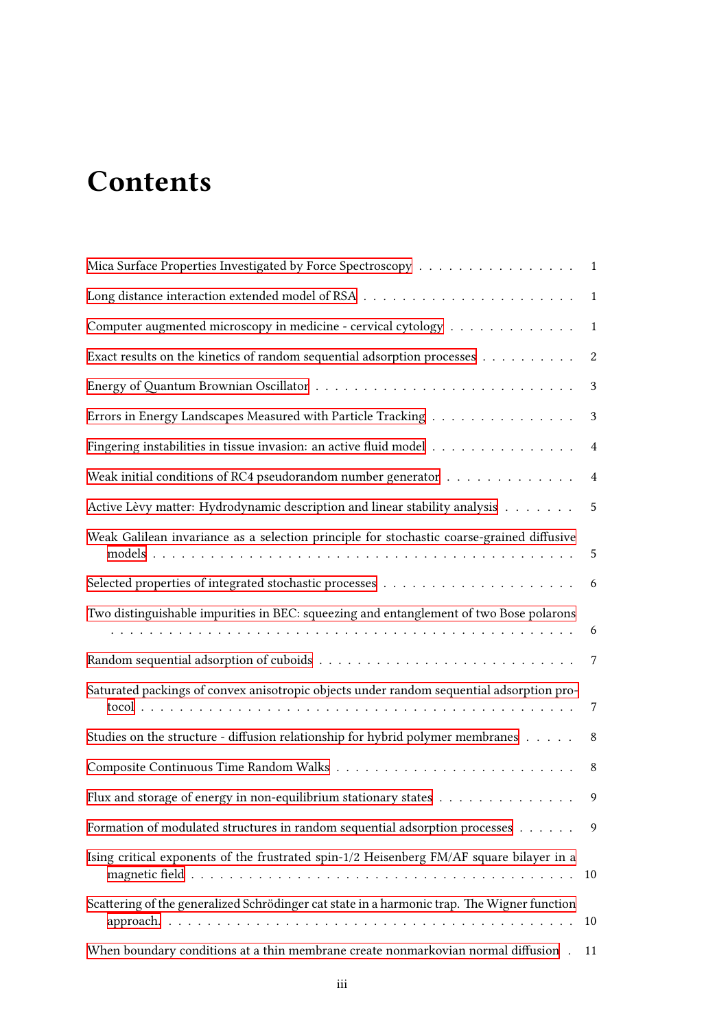# Contents

Mica Surface Properties Investigated by Force Spectroscopy . . . . . . . . . . . . . . . . . 1

Long distance interaction extended model of RSA . . . . . . . . . . . . . . . . . . . . . . . 1

Computer augmented microscopy in medicine - cervical cytology . . . . . . . . . . . . . . 1

Exact results on the kinetics of random sequential adsorption processes . . . . . . . . . . 2

Energy of Quantum Brownian Oscillator . . . . . . . . . . . . . . . . . . . . . . . . . . . 3

Errors in Energy Landscapes Measured with Particle Tracking . . . . . . . . . . . . . . . . 3

Fingering instabilities in tissue invasion: an active fluid model . . . . . . . . . . . . . . . . 4

Weak initial conditions of RC4 pseudorandom number generator . . . . . . . . . . . . . . 4

Active Lèvy matter: Hydrodynamic description and linear stability analysis . . . . . . . . 5

Weak Galilean invariance as a selection principle for stochastic coarse-grained diffusive models . . . . . . . . . . . . . . . . . . . . . . . . . . . . . . . . . . . . . . . . . . . . 5

Selected properties of integrated stochastic processes . . . . . . . . . . . . . . . . . . . . . 6

Two distinguishable impurities in BEC: squeezing and entanglement of two Bose polarons . . . . . . . . . . . . . . . . . . . . . . . . . . . . . . . . . . . . . . . . . . . . . . 6

Random sequential adsorption of cuboids . . . . . . . . . . . . . . . . . . . . . . . . . . . 7

Saturated packings of convex anisotropic objects under random sequential adsorption protocol . . . . . . . . . . . . . . . . . . . . . . . . . . . . . . . . . . . . . . . . . . . . 7

Studies on the structure - diffusion relationship for hybrid polymer membranes . . . . . . 8

Composite Continuous Time Random Walks . . . . . . . . . . . . . . . . . . . . . . . . . 8

Flux and storage of energy in non-equilibrium stationary states . . . . . . . . . . . . . . . 9

Formation of modulated structures in random sequential adsorption processes . . . . . . 9

Ising critical exponents of the frustrated spin-1/2 Heisenberg FM/AF square bilayer in a magnetic field . . . . . . . . . . . . . . . . . . . . . . . . . . . . . . . . . . . . . . . . 10

Scattering of the generalized Schrödinger cat state in a harmonic trap. The Wigner function approach. . . . . . . . . . . . . . . . . . . . . . . . . . . . . . . . . . . . . . . . . . 10

When boundary conditions at a thin membrane create nonmarkovian normal diffusion . 11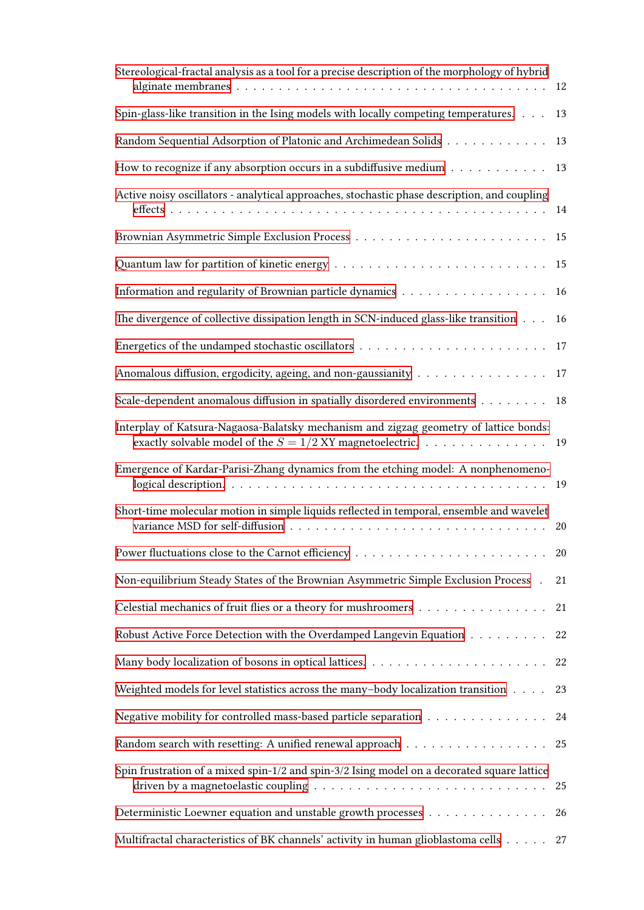Stereological-fractal analysis as a tool for a precise description of the morphology of hybrid alginate membranes . . . 12

Spin-glass-like transition in the Ising models with locally competing temperatures. . . . 13

Random Sequential Adsorption of Platonic and Archimedean Solids . . . 13

How to recognize if any absorption occurs in a subdiffusive medium . . . 13

Active noisy oscillators - analytical approaches, stochastic phase description, and coupling effects . . . 14

Brownian Asymmetric Simple Exclusion Process . . . 15

Quantum law for partition of kinetic energy . . . 15

Information and regularity of Brownian particle dynamics . . . 16

The divergence of collective dissipation length in SCN-induced glass-like transition . . . 16

Energetics of the undamped stochastic oscillators . . . 17

Anomalous diffusion, ergodicity, ageing, and non-gaussianity . . . 17

Scale-dependent anomalous diffusion in spatially disordered environments . . . 18

Interplay of Katsura-Nagaosa-Balatsky mechanism and zigzag geometry of lattice bonds: exactly solvable model of the $S = 1/2$ XY magnetoelectric. . . . 19

Emergence of Kardar-Parisi-Zhang dynamics from the etching model: A nonphenomenological description. . . . 19

Short-time molecular motion in simple liquids reflected in temporal, ensemble and wavelet variance MSD for self-diffusion . . . 20

Power fluctuations close to the Carnot efficiency . . . 20

Non-equilibrium Steady States of the Brownian Asymmetric Simple Exclusion Process . . . 21

Celestial mechanics of fruit flies or a theory for mushroomers . . . 21

Robust Active Force Detection with the Overdamped Langevin Equation . . . 22

Many body localization of bosons in optical lattices. . . . 22

Weighted models for level statistics across the many–body localization transition . . . 23

Negative mobility for controlled mass-based particle separation . . . 24

Random search with resetting: A unified renewal approach . . . 25

Spin frustration of a mixed spin-1/2 and spin-3/2 Ising model on a decorated square lattice driven by a magnetoelastic coupling . . . 25

Deterministic Loewner equation and unstable growth processes . . . 26

Multifractal characteristics of BK channels' activity in human glioblastoma cells . . . 27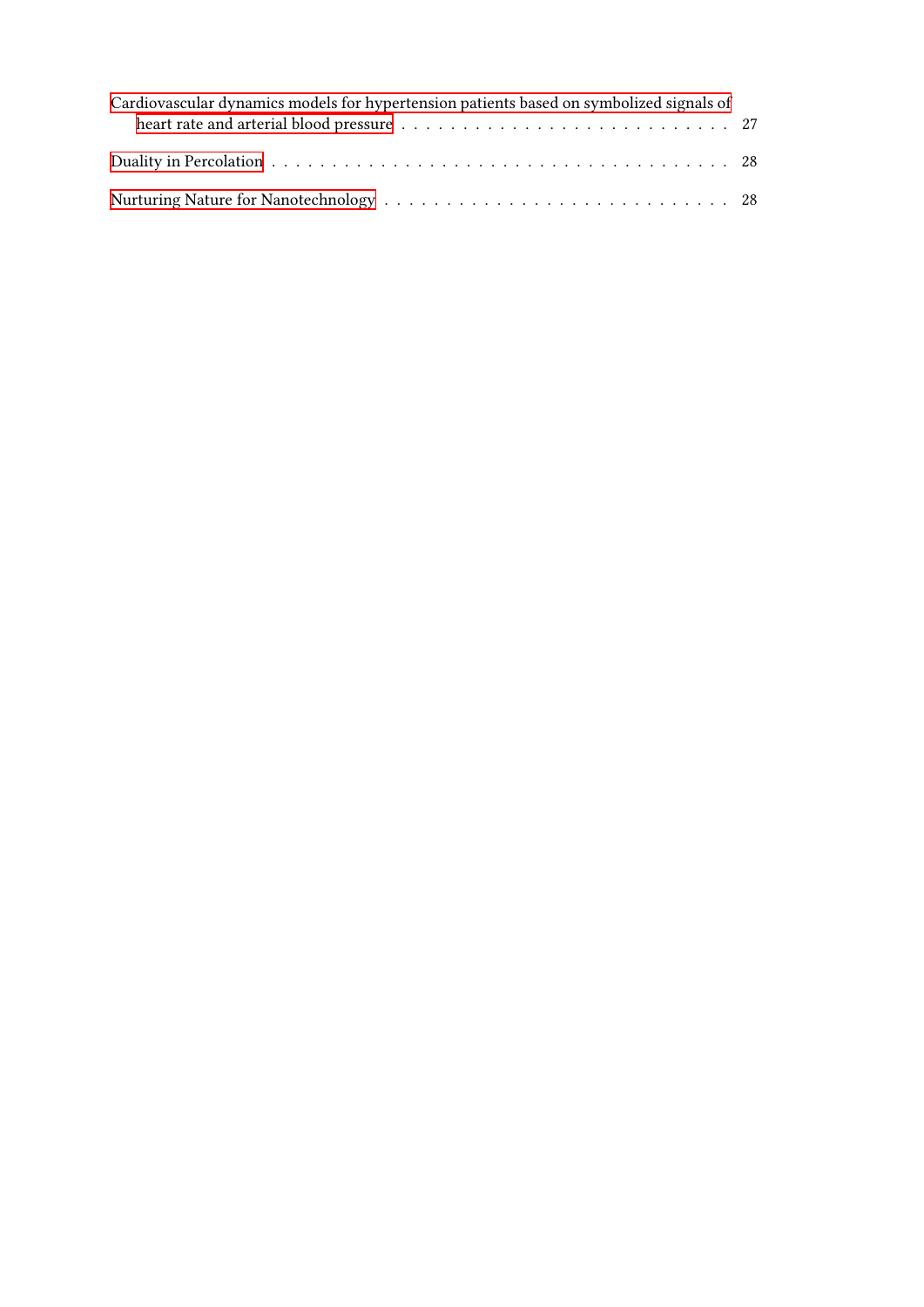Cardiovascular dynamics models for hypertension patients based on symbolized signals of heart rate and arterial blood pressure . . . . . . . . . . . . . . . . . . . . . . . . . . 27

Duality in Percolation . . . . . . . . . . . . . . . . . . . . . . . . . . . . . . . . . . . . . 28

Nurturing Nature for Nanotechnology . . . . . . . . . . . . . . . . . . . . . . . . . . . 28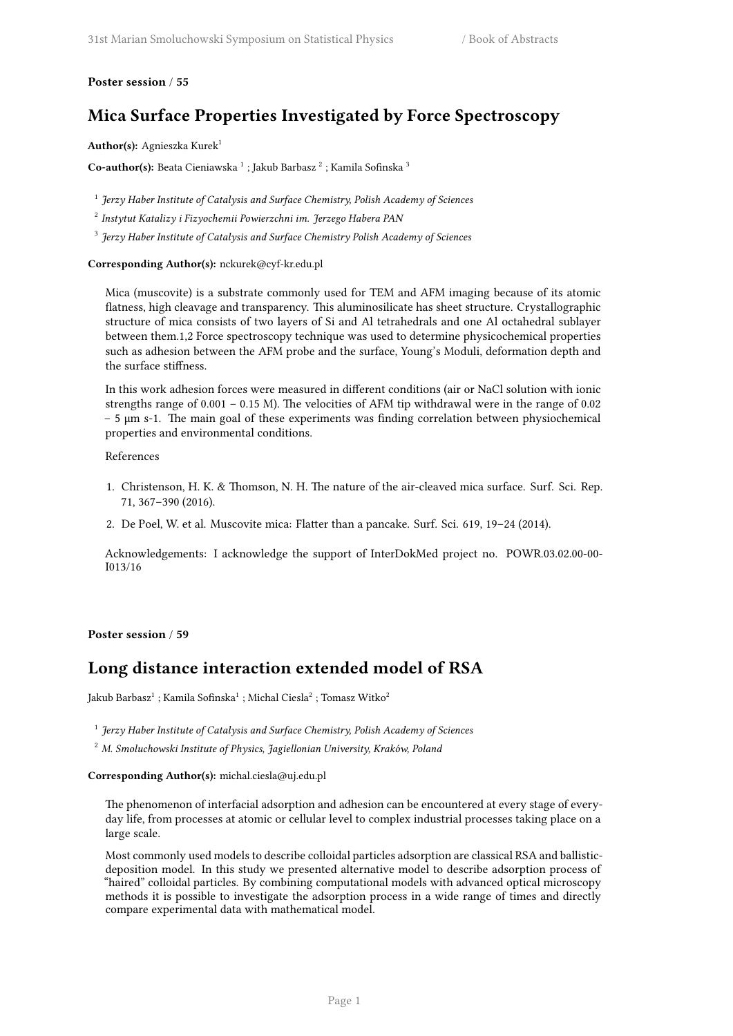**Poster session / 55**

## Mica Surface Properties Investigated by Force Spectroscopy

**Author(s):** Agnieszka Kurek[1]

**Co-author(s):** Beata Cieniawska [1] ; Jakub Barbasz [2] ; Kamila Sofinska [3]

[1] *Jerzy Haber Institute of Catalysis and Surface Chemistry, Polish Academy of Sciences*

[2] *Instytut Katalizy i Fizyochemii Powierzchni im. Jerzego Habera PAN*

[3] *Jerzy Haber Institute of Catalysis and Surface Chemistry Polish Academy of Sciences*

**Corresponding Author(s):** nckurek@cyf-kr.edu.pl

Mica (muscovite) is a substrate commonly used for TEM and AFM imaging because of its atomic flatness, high cleavage and transparency. This aluminosilicate has sheet structure. Crystallographic structure of mica consists of two layers of Si and Al tetrahedrals and one Al octahedral sublayer between them.1,2 Force spectroscopy technique was used to determine physicochemical properties such as adhesion between the AFM probe and the surface, Young's Moduli, deformation depth and the surface stiffness.

In this work adhesion forces were measured in different conditions (air or NaCl solution with ionic strengths range of 0.001 – 0.15 M). The velocities of AFM tip withdrawal were in the range of 0.02 – 5 μm s-1. The main goal of these experiments was finding correlation between physiochemical properties and environmental conditions.

References

1. Christenson, H. K. & Thomson, N. H. The nature of the air-cleaved mica surface. Surf. Sci. Rep. 71, 367–390 (2016).
2. De Poel, W. et al. Muscovite mica: Flatter than a pancake. Surf. Sci. 619, 19–24 (2014).

Acknowledgements: I acknowledge the support of InterDokMed project no. POWR.03.02.00-00-I013/16

**Poster session / 59**

## Long distance interaction extended model of RSA

Jakub Barbasz[1] ; Kamila Sofinska[1] ; Michal Ciesla[2] ; Tomasz Witko[2]

[1] *Jerzy Haber Institute of Catalysis and Surface Chemistry, Polish Academy of Sciences*

[2] *M. Smoluchowski Institute of Physics, Jagiellonian University, Kraków, Poland*

**Corresponding Author(s):** michal.ciesla@uj.edu.pl

The phenomenon of interfacial adsorption and adhesion can be encountered at every stage of everyday life, from processes at atomic or cellular level to complex industrial processes taking place on a large scale.

Most commonly used models to describe colloidal particles adsorption are classical RSA and ballistic-deposition model. In this study we presented alternative model to describe adsorption process of "haired" colloidal particles. By combining computational models with advanced optical microscopy methods it is possible to investigate the adsorption process in a wide range of times and directly compare experimental data with mathematical model.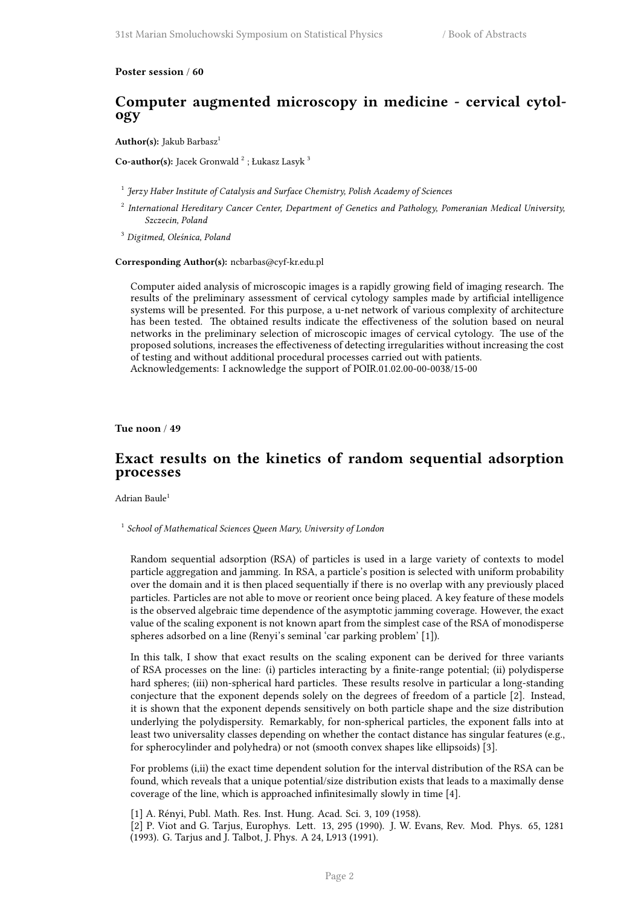**Poster session / 60**

## Computer augmented microscopy in medicine - cervical cytology

**Author(s):** Jakub Barbasz[1]

**Co-author(s):** Jacek Gronwald [2] ; Łukasz Lasyk [3]

[1] *Jerzy Haber Institute of Catalysis and Surface Chemistry, Polish Academy of Sciences*

[2] *International Hereditary Cancer Center, Department of Genetics and Pathology, Pomeranian Medical University, Szczecin, Poland*

[3] *Digitmed, Oleśnica, Poland*

**Corresponding Author(s):** ncbarbas@cyf-kr.edu.pl

Computer aided analysis of microscopic images is a rapidly growing field of imaging research. The results of the preliminary assessment of cervical cytology samples made by artificial intelligence systems will be presented. For this purpose, a u-net network of various complexity of architecture has been tested. The obtained results indicate the effectiveness of the solution based on neural networks in the preliminary selection of microscopic images of cervical cytology. The use of the proposed solutions, increases the effectiveness of detecting irregularities without increasing the cost of testing and without additional procedural processes carried out with patients.
Acknowledgements: I acknowledge the support of POIR.01.02.00-00-0038/15-00

**Tue noon / 49**

## Exact results on the kinetics of random sequential adsorption processes

Adrian Baule[1]

[1] *School of Mathematical Sciences Queen Mary, University of London*

Random sequential adsorption (RSA) of particles is used in a large variety of contexts to model particle aggregation and jamming. In RSA, a particle's position is selected with uniform probability over the domain and it is then placed sequentially if there is no overlap with any previously placed particles. Particles are not able to move or reorient once being placed. A key feature of these models is the observed algebraic time dependence of the asymptotic jamming coverage. However, the exact value of the scaling exponent is not known apart from the simplest case of the RSA of monodisperse spheres adsorbed on a line (Renyi's seminal 'car parking problem' [1]).

In this talk, I show that exact results on the scaling exponent can be derived for three variants of RSA processes on the line: (i) particles interacting by a finite-range potential; (ii) polydisperse hard spheres; (iii) non-spherical hard particles. These results resolve in particular a long-standing conjecture that the exponent depends solely on the degrees of freedom of a particle [2]. Instead, it is shown that the exponent depends sensitively on both particle shape and the size distribution underlying the polydispersity. Remarkably, for non-spherical particles, the exponent falls into at least two universality classes depending on whether the contact distance has singular features (e.g., for spherocylinder and polyhedra) or not (smooth convex shapes like ellipsoids) [3].

For problems (i,ii) the exact time dependent solution for the interval distribution of the RSA can be found, which reveals that a unique potential/size distribution exists that leads to a maximally dense coverage of the line, which is approached infinitesimally slowly in time [4].

[1] A. Rényi, Publ. Math. Res. Inst. Hung. Acad. Sci. 3, 109 (1958).
[2] P. Viot and G. Tarjus, Europhys. Lett. 13, 295 (1990). J. W. Evans, Rev. Mod. Phys. 65, 1281 (1993). G. Tarjus and J. Talbot, J. Phys. A 24, L913 (1991).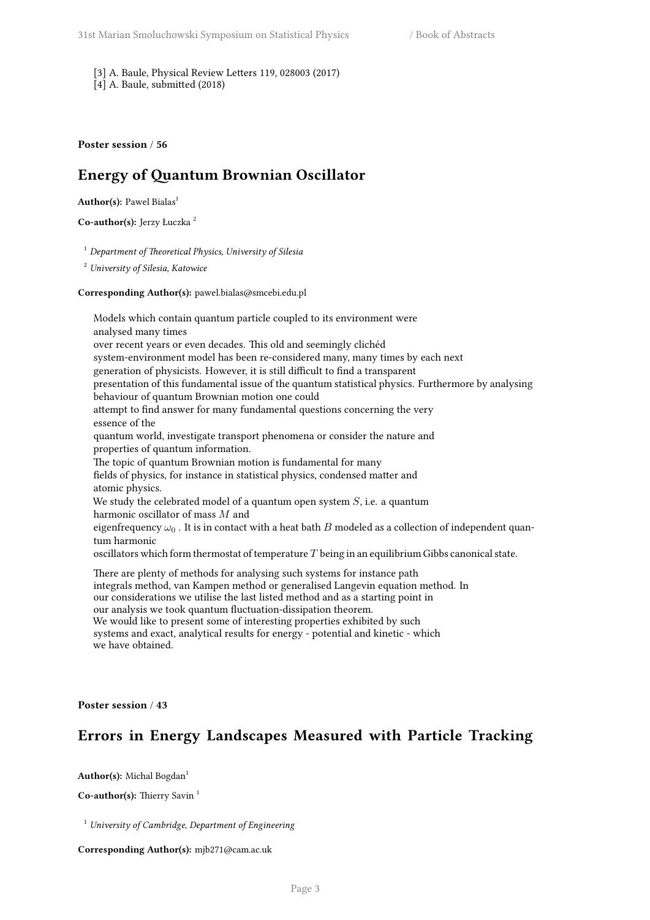[3] A. Baule, Physical Review Letters 119, 028003 (2017)
[4] A. Baule, submitted (2018)

**Poster session / 56**

## Energy of Quantum Brownian Oscillator

**Author(s):** Pawel Bialas[1]

**Co-author(s):** Jerzy Łuczka [2]

[1] *Department of Theoretical Physics, University of Silesia*

[2] *University of Silesia, Katowice*

**Corresponding Author(s):** pawel.bialas@smcebi.edu.pl

Models which contain quantum particle coupled to its environment were analysed many times over recent years or even decades. This old and seemingly clichéd system-environment model has been re-considered many, many times by each next generation of physicists. However, it is still difficult to find a transparent presentation of this fundamental issue of the quantum statistical physics. Furthermore by analysing behaviour of quantum Brownian motion one could attempt to find answer for many fundamental questions concerning the very essence of the quantum world, investigate transport phenomena or consider the nature and properties of quantum information.
The topic of quantum Brownian motion is fundamental for many fields of physics, for instance in statistical physics, condensed matter and atomic physics.
We study the celebrated model of a quantum open system $S$, i.e. a quantum harmonic oscillator of mass $M$ and eigenfrequency $\omega_0$ . It is in contact with a heat bath $B$ modeled as a collection of independent quantum harmonic oscillators which form thermostat of temperature $T$ being in an equilibrium Gibbs canonical state.

There are plenty of methods for analysing such systems for instance path integrals method, van Kampen method or generalised Langevin equation method. In our considerations we utilise the last listed method and as a starting point in our analysis we took quantum fluctuation-dissipation theorem.
We would like to present some of interesting properties exhibited by such systems and exact, analytical results for energy - potential and kinetic - which we have obtained.

**Poster session / 43**

## Errors in Energy Landscapes Measured with Particle Tracking

**Author(s):** Michal Bogdan[1]

**Co-author(s):** Thierry Savin [1]

[1] *University of Cambridge, Department of Engineering*

**Corresponding Author(s):** mjb271@cam.ac.uk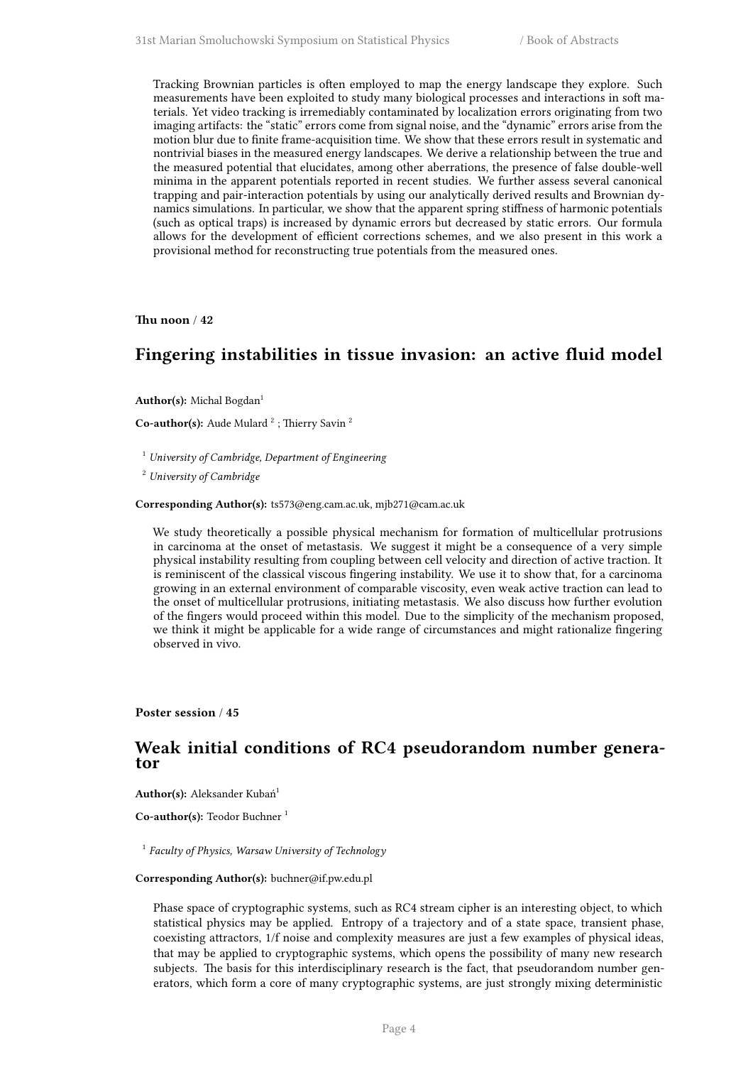Tracking Brownian particles is often employed to map the energy landscape they explore. Such measurements have been exploited to study many biological processes and interactions in soft materials. Yet video tracking is irremediably contaminated by localization errors originating from two imaging artifacts: the "static" errors come from signal noise, and the "dynamic" errors arise from the motion blur due to finite frame-acquisition time. We show that these errors result in systematic and nontrivial biases in the measured energy landscapes. We derive a relationship between the true and the measured potential that elucidates, among other aberrations, the presence of false double-well minima in the apparent potentials reported in recent studies. We further assess several canonical trapping and pair-interaction potentials by using our analytically derived results and Brownian dynamics simulations. In particular, we show that the apparent spring stiffness of harmonic potentials (such as optical traps) is increased by dynamic errors but decreased by static errors. Our formula allows for the development of efficient corrections schemes, and we also present in this work a provisional method for reconstructing true potentials from the measured ones.

**Thu noon** / **42**

## Fingering instabilities in tissue invasion: an active fluid model

**Author(s):** Michal Bogdan[1]

**Co-author(s):** Aude Mulard [2] ; Thierry Savin [2]

[1] *University of Cambridge, Department of Engineering*

[2] *University of Cambridge*

**Corresponding Author(s):** ts573@eng.cam.ac.uk, mjb271@cam.ac.uk

We study theoretically a possible physical mechanism for formation of multicellular protrusions in carcinoma at the onset of metastasis. We suggest it might be a consequence of a very simple physical instability resulting from coupling between cell velocity and direction of active traction. It is reminiscent of the classical viscous fingering instability. We use it to show that, for a carcinoma growing in an external environment of comparable viscosity, even weak active traction can lead to the onset of multicellular protrusions, initiating metastasis. We also discuss how further evolution of the fingers would proceed within this model. Due to the simplicity of the mechanism proposed, we think it might be applicable for a wide range of circumstances and might rationalize fingering observed in vivo.

**Poster session** / **45**

## Weak initial conditions of RC4 pseudorandom number generator

**Author(s):** Aleksander Kubań[1]

**Co-author(s):** Teodor Buchner [1]

[1] *Faculty of Physics, Warsaw University of Technology*

**Corresponding Author(s):** buchner@if.pw.edu.pl

Phase space of cryptographic systems, such as RC4 stream cipher is an interesting object, to which statistical physics may be applied. Entropy of a trajectory and of a state space, transient phase, coexisting attractors, 1/f noise and complexity measures are just a few examples of physical ideas, that may be applied to cryptographic systems, which opens the possibility of many new research subjects. The basis for this interdisciplinary research is the fact, that pseudorandom number generators, which form a core of many cryptographic systems, are just strongly mixing deterministic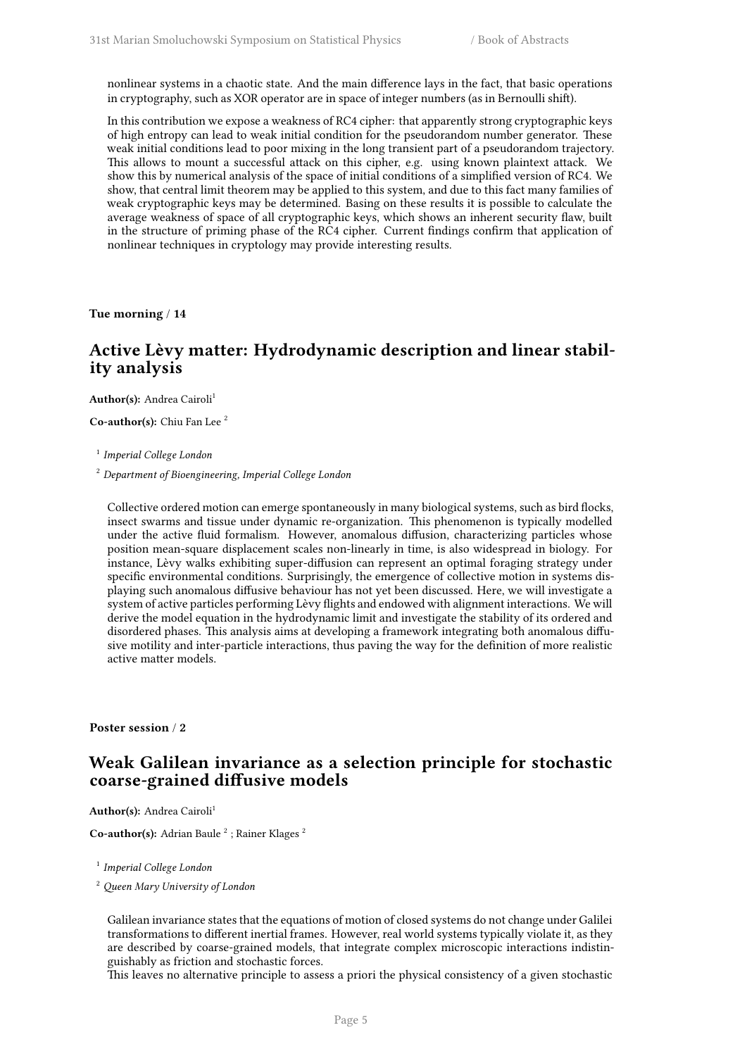nonlinear systems in a chaotic state. And the main difference lays in the fact, that basic operations in cryptography, such as XOR operator are in space of integer numbers (as in Bernoulli shift).

In this contribution we expose a weakness of RC4 cipher: that apparently strong cryptographic keys of high entropy can lead to weak initial condition for the pseudorandom number generator. These weak initial conditions lead to poor mixing in the long transient part of a pseudorandom trajectory. This allows to mount a successful attack on this cipher, e.g. using known plaintext attack. We show this by numerical analysis of the space of initial conditions of a simplified version of RC4. We show, that central limit theorem may be applied to this system, and due to this fact many families of weak cryptographic keys may be determined. Basing on these results it is possible to calculate the average weakness of space of all cryptographic keys, which shows an inherent security flaw, built in the structure of priming phase of the RC4 cipher. Current findings confirm that application of nonlinear techniques in cryptology may provide interesting results.

**Tue morning / 14**

## Active Lèvy matter: Hydrodynamic description and linear stability analysis

**Author(s):** Andrea Cairoli[1]

**Co-author(s):** Chiu Fan Lee [2]

[1] *Imperial College London*

[2] *Department of Bioengineering, Imperial College London*

Collective ordered motion can emerge spontaneously in many biological systems, such as bird flocks, insect swarms and tissue under dynamic re-organization. This phenomenon is typically modelled under the active fluid formalism. However, anomalous diffusion, characterizing particles whose position mean-square displacement scales non-linearly in time, is also widespread in biology. For instance, Lèvy walks exhibiting super-diffusion can represent an optimal foraging strategy under specific environmental conditions. Surprisingly, the emergence of collective motion in systems displaying such anomalous diffusive behaviour has not yet been discussed. Here, we will investigate a system of active particles performing Lèvy flights and endowed with alignment interactions. We will derive the model equation in the hydrodynamic limit and investigate the stability of its ordered and disordered phases. This analysis aims at developing a framework integrating both anomalous diffusive motility and inter-particle interactions, thus paving the way for the definition of more realistic active matter models.

**Poster session / 2**

## Weak Galilean invariance as a selection principle for stochastic coarse-grained diffusive models

**Author(s):** Andrea Cairoli[1]

**Co-author(s):** Adrian Baule [2] ; Rainer Klages [2]

[1] *Imperial College London*

[2] *Queen Mary University of London*

Galilean invariance states that the equations of motion of closed systems do not change under Galilei transformations to different inertial frames. However, real world systems typically violate it, as they are described by coarse-grained models, that integrate complex microscopic interactions indistinguishably as friction and stochastic forces.
This leaves no alternative principle to assess a priori the physical consistency of a given stochastic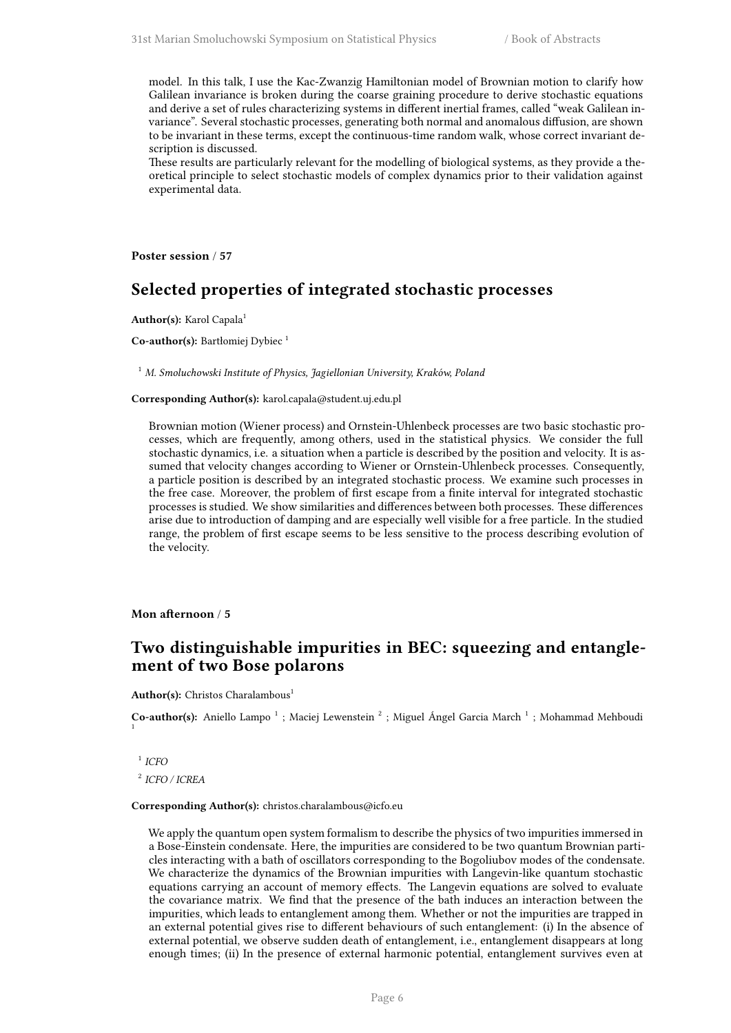model. In this talk, I use the Kac-Zwanzig Hamiltonian model of Brownian motion to clarify how Galilean invariance is broken during the coarse graining procedure to derive stochastic equations and derive a set of rules characterizing systems in different inertial frames, called "weak Galilean invariance". Several stochastic processes, generating both normal and anomalous diffusion, are shown to be invariant in these terms, except the continuous-time random walk, whose correct invariant description is discussed.

These results are particularly relevant for the modelling of biological systems, as they provide a theoretical principle to select stochastic models of complex dynamics prior to their validation against experimental data.

**Poster session / 57**

## Selected properties of integrated stochastic processes

**Author(s):** Karol Capala[1]

**Co-author(s):** Bartłomiej Dybiec [1]

[1] *M. Smoluchowski Institute of Physics, Jagiellonian University, Kraków, Poland*

**Corresponding Author(s):** karol.capala@student.uj.edu.pl

Brownian motion (Wiener process) and Ornstein-Uhlenbeck processes are two basic stochastic processes, which are frequently, among others, used in the statistical physics. We consider the full stochastic dynamics, i.e. a situation when a particle is described by the position and velocity. It is assumed that velocity changes according to Wiener or Ornstein-Uhlenbeck processes. Consequently, a particle position is described by an integrated stochastic process. We examine such processes in the free case. Moreover, the problem of first escape from a finite interval for integrated stochastic processes is studied. We show similarities and differences between both processes. These differences arise due to introduction of damping and are especially well visible for a free particle. In the studied range, the problem of first escape seems to be less sensitive to the process describing evolution of the velocity.

**Mon afternoon / 5**

## Two distinguishable impurities in BEC: squeezing and entanglement of two Bose polarons

**Author(s):** Christos Charalambous[1]

**Co-author(s):** Aniello Lampo [1] ; Maciej Lewenstein [2] ; Miguel Ángel Garcia March [1] ; Mohammad Mehboudi [1]

[1] *ICFO*

[2] *ICFO / ICREA*

**Corresponding Author(s):** christos.charalambous@icfo.eu

We apply the quantum open system formalism to describe the physics of two impurities immersed in a Bose-Einstein condensate. Here, the impurities are considered to be two quantum Brownian particles interacting with a bath of oscillators corresponding to the Bogoliubov modes of the condensate. We characterize the dynamics of the Brownian impurities with Langevin-like quantum stochastic equations carrying an account of memory effects. The Langevin equations are solved to evaluate the covariance matrix. We find that the presence of the bath induces an interaction between the impurities, which leads to entanglement among them. Whether or not the impurities are trapped in an external potential gives rise to different behaviours of such entanglement: (i) In the absence of external potential, we observe sudden death of entanglement, i.e., entanglement disappears at long enough times; (ii) In the presence of external harmonic potential, entanglement survives even at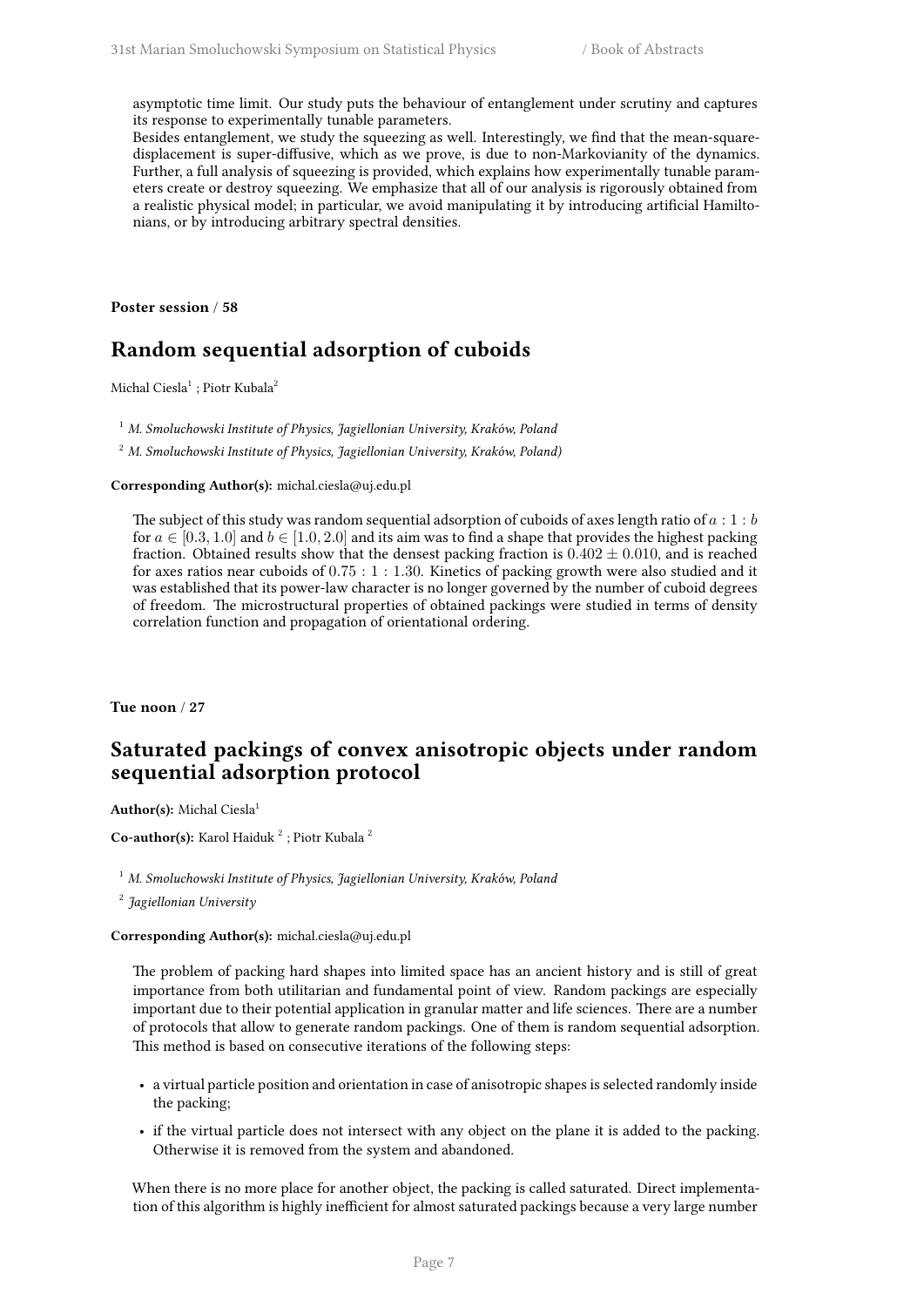asymptotic time limit. Our study puts the behaviour of entanglement under scrutiny and captures its response to experimentally tunable parameters.
Besides entanglement, we study the squeezing as well. Interestingly, we find that the mean-square-displacement is super-diffusive, which as we prove, is due to non-Markovianity of the dynamics. Further, a full analysis of squeezing is provided, which explains how experimentally tunable parameters create or destroy squeezing. We emphasize that all of our analysis is rigorously obtained from a realistic physical model; in particular, we avoid manipulating it by introducing artificial Hamiltonians, or by introducing arbitrary spectral densities.

**Poster session / 58**

## Random sequential adsorption of cuboids

Michal Ciesla[1] ; Piotr Kubala[2]

[1] *M. Smoluchowski Institute of Physics, Jagiellonian University, Kraków, Poland*

[2] *M. Smoluchowski Institute of Physics, Jagiellonian University, Kraków, Poland)*

**Corresponding Author(s):** michal.ciesla@uj.edu.pl

The subject of this study was random sequential adsorption of cuboids of axes length ratio of $a : 1 : b$ for $a \in [0.3, 1.0]$ and $b \in [1.0, 2.0]$ and its aim was to find a shape that provides the highest packing fraction. Obtained results show that the densest packing fraction is $0.402 \pm 0.010$, and is reached for axes ratios near cuboids of $0.75 : 1 : 1.30$. Kinetics of packing growth were also studied and it was established that its power-law character is no longer governed by the number of cuboid degrees of freedom. The microstructural properties of obtained packings were studied in terms of density correlation function and propagation of orientational ordering.

**Tue noon / 27**

## Saturated packings of convex anisotropic objects under random sequential adsorption protocol

**Author(s):** Michal Ciesla[1]

**Co-author(s):** Karol Haiduk [2] ; Piotr Kubala [2]

[1] *M. Smoluchowski Institute of Physics, Jagiellonian University, Kraków, Poland*

[2] *Jagiellonian University*

**Corresponding Author(s):** michal.ciesla@uj.edu.pl

The problem of packing hard shapes into limited space has an ancient history and is still of great importance from both utilitarian and fundamental point of view. Random packings are especially important due to their potential application in granular matter and life sciences. There are a number of protocols that allow to generate random packings. One of them is random sequential adsorption. This method is based on consecutive iterations of the following steps:

- a virtual particle position and orientation in case of anisotropic shapes is selected randomly inside the packing;
- if the virtual particle does not intersect with any object on the plane it is added to the packing. Otherwise it is removed from the system and abandoned.

When there is no more place for another object, the packing is called saturated. Direct implementation of this algorithm is highly inefficient for almost saturated packings because a very large number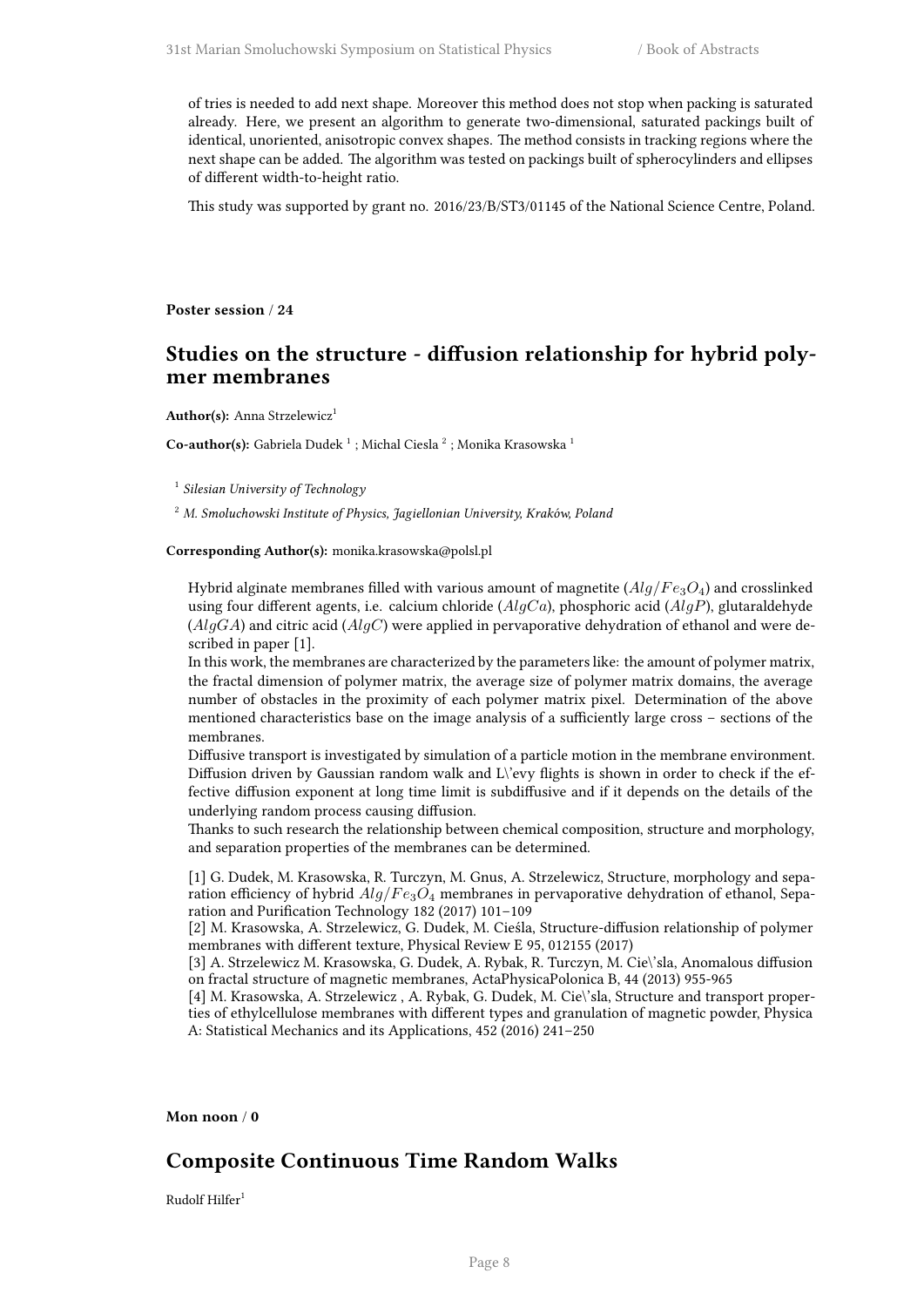of tries is needed to add next shape. Moreover this method does not stop when packing is saturated already. Here, we present an algorithm to generate two-dimensional, saturated packings built of identical, unoriented, anisotropic convex shapes. The method consists in tracking regions where the next shape can be added. The algorithm was tested on packings built of spherocylinders and ellipses of different width-to-height ratio.

This study was supported by grant no. 2016/23/B/ST3/01145 of the National Science Centre, Poland.

**Poster session / 24**

## Studies on the structure - diffusion relationship for hybrid polymer membranes

**Author(s):** Anna Strzelewicz[1]

**Co-author(s):** Gabriela Dudek [1] ; Michal Ciesla [2] ; Monika Krasowska [1]

[1] *Silesian University of Technology*

[2] *M. Smoluchowski Institute of Physics, Jagiellonian University, Kraków, Poland*

**Corresponding Author(s):** monika.krasowska@polsl.pl

Hybrid alginate membranes filled with various amount of magnetite ($Alg/Fe_3O_4$) and crosslinked using four different agents, i.e. calcium chloride ($AlgCa$), phosphoric acid ($AlgP$), glutaraldehyde ($AlgGA$) and citric acid ($AlgC$) were applied in pervaporative dehydration of ethanol and were described in paper [1].
In this work, the membranes are characterized by the parameters like: the amount of polymer matrix, the fractal dimension of polymer matrix, the average size of polymer matrix domains, the average number of obstacles in the proximity of each polymer matrix pixel. Determination of the above mentioned characteristics base on the image analysis of a sufficiently large cross – sections of the membranes.
Diffusive transport is investigated by simulation of a particle motion in the membrane environment. Diffusion driven by Gaussian random walk and L\'evy flights is shown in order to check if the effective diffusion exponent at long time limit is subdiffusive and if it depends on the details of the underlying random process causing diffusion.
Thanks to such research the relationship between chemical composition, structure and morphology, and separation properties of the membranes can be determined.

[1] G. Dudek, M. Krasowska, R. Turczyn, M. Gnus, A. Strzelewicz, Structure, morphology and separation efficiency of hybrid $Alg/Fe_3O_4$ membranes in pervaporative dehydration of ethanol, Separation and Purification Technology 182 (2017) 101–109
[2] M. Krasowska, A. Strzelewicz, G. Dudek, M. Cieśla, Structure-diffusion relationship of polymer membranes with different texture, Physical Review E 95, 012155 (2017)
[3] A. Strzelewicz M. Krasowska, G. Dudek, A. Rybak, R. Turczyn, M. Cie\'sla, Anomalous diffusion on fractal structure of magnetic membranes, ActaPhysicaPolonica B, 44 (2013) 955-965
[4] M. Krasowska, A. Strzelewicz , A. Rybak, G. Dudek, M. Cie\'sla, Structure and transport properties of ethylcellulose membranes with different types and granulation of magnetic powder, Physica A: Statistical Mechanics and its Applications, 452 (2016) 241–250

**Mon noon / 0**

## Composite Continuous Time Random Walks

Rudolf Hilfer[1]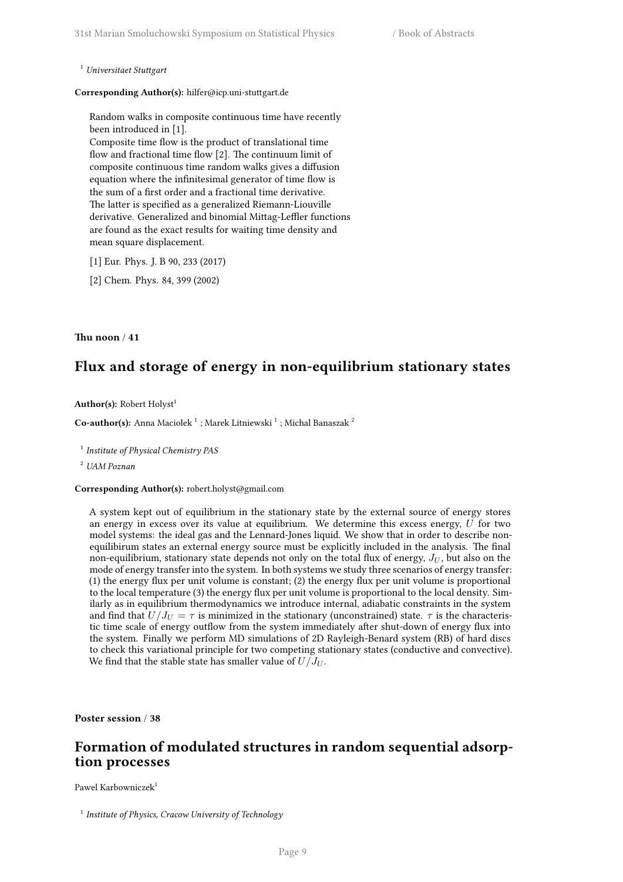[1] *Universitaet Stuttgart*

**Corresponding Author(s):** hilfer@icp.uni-stuttgart.de

Random walks in composite continuous time have recently been introduced in [1].
Composite time flow is the product of translational time flow and fractional time flow [2]. The continuum limit of composite continuous time random walks gives a diffusion equation where the infinitesimal generator of time flow is the sum of a first order and a fractional time derivative.
The latter is specified as a generalized Riemann-Liouville derivative. Generalized and binomial Mittag-Leffler functions are found as the exact results for waiting time density and mean square displacement.

[1] Eur. Phys. J. B 90, 233 (2017)

[2] Chem. Phys. 84, 399 (2002)

**Thu noon** / **41**

## Flux and storage of energy in non-equilibrium stationary states

**Author(s):** Robert Holyst[1]

**Co-author(s):** Anna Maciolek [1] ; Marek Litniewski [1] ; Michal Banaszak [2]

[1] *Institute of Physical Chemistry PAS*

[2] *UAM Poznan*

**Corresponding Author(s):** robert.holyst@gmail.com

A system kept out of equilibrium in the stationary state by the external source of energy stores an energy in excess over its value at equilibrium. We determine this excess energy, $U$ for two model systems: the ideal gas and the Lennard-Jones liquid. We show that in order to describe non-equilibirum states an external energy source must be explicitly included in the analysis. The final non-equilibrium, stationary state depends not only on the total flux of energy, $J_U$, but also on the mode of energy transfer into the system. In both systems we study three scenarios of energy transfer: (1) the energy flux per unit volume is constant; (2) the energy flux per unit volume is proportional to the local temperature (3) the energy flux per unit volume is proportional to the local density. Similarly as in equilibrium thermodynamics we introduce internal, adiabatic constraints in the system and find that $U/J_U = \tau$ is minimized in the stationary (unconstrained) state. $\tau$ is the characteristic time scale of energy outflow from the system immediately after shut-down of energy flux into the system. Finally we perform MD simulations of 2D Rayleigh-Benard system (RB) of hard discs to check this variational principle for two competing stationary states (conductive and convective). We find that the stable state has smaller value of $U/J_U$.

**Poster session** / **38**

## Formation of modulated structures in random sequential adsorption processes

Pawel Karbowniczek[1]

[1] *Institute of Physics, Cracow University of Technology*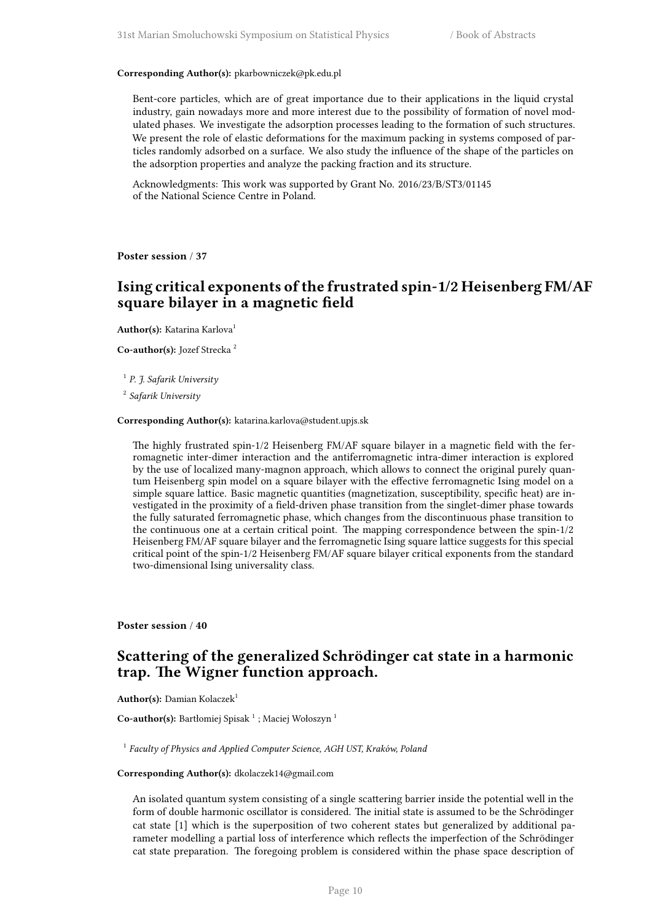**Corresponding Author(s):** pkarbowniczek@pk.edu.pl

Bent-core particles, which are of great importance due to their applications in the liquid crystal industry, gain nowadays more and more interest due to the possibility of formation of novel modulated phases. We investigate the adsorption processes leading to the formation of such structures. We present the role of elastic deformations for the maximum packing in systems composed of particles randomly adsorbed on a surface. We also study the influence of the shape of the particles on the adsorption properties and analyze the packing fraction and its structure.

Acknowledgments: This work was supported by Grant No. 2016/23/B/ST3/01145 of the National Science Centre in Poland.

**Poster session / 37**

## Ising critical exponents of the frustrated spin-1/2 Heisenberg FM/AF square bilayer in a magnetic field

**Author(s):** Katarina Karlova[1]

**Co-author(s):** Jozef Strecka [2]

[1] *P. J. Safarik University*

[2] *Safarik University*

**Corresponding Author(s):** katarina.karlova@student.upjs.sk

The highly frustrated spin-1/2 Heisenberg FM/AF square bilayer in a magnetic field with the ferromagnetic inter-dimer interaction and the antiferromagnetic intra-dimer interaction is explored by the use of localized many-magnon approach, which allows to connect the original purely quantum Heisenberg spin model on a square bilayer with the effective ferromagnetic Ising model on a simple square lattice. Basic magnetic quantities (magnetization, susceptibility, specific heat) are investigated in the proximity of a field-driven phase transition from the singlet-dimer phase towards the fully saturated ferromagnetic phase, which changes from the discontinuous phase transition to the continuous one at a certain critical point. The mapping correspondence between the spin-1/2 Heisenberg FM/AF square bilayer and the ferromagnetic Ising square lattice suggests for this special critical point of the spin-1/2 Heisenberg FM/AF square bilayer critical exponents from the standard two-dimensional Ising universality class.

**Poster session / 40**

## Scattering of the generalized Schrödinger cat state in a harmonic trap. The Wigner function approach.

**Author(s):** Damian Kolaczek[1]

**Co-author(s):** Bartłomiej Spisak [1] ; Maciej Wołoszyn [1]

[1] *Faculty of Physics and Applied Computer Science, AGH UST, Kraków, Poland*

**Corresponding Author(s):** dkolaczek14@gmail.com

An isolated quantum system consisting of a single scattering barrier inside the potential well in the form of double harmonic oscillator is considered. The initial state is assumed to be the Schrödinger cat state [1] which is the superposition of two coherent states but generalized by additional parameter modelling a partial loss of interference which reflects the imperfection of the Schrödinger cat state preparation. The foregoing problem is considered within the phase space description of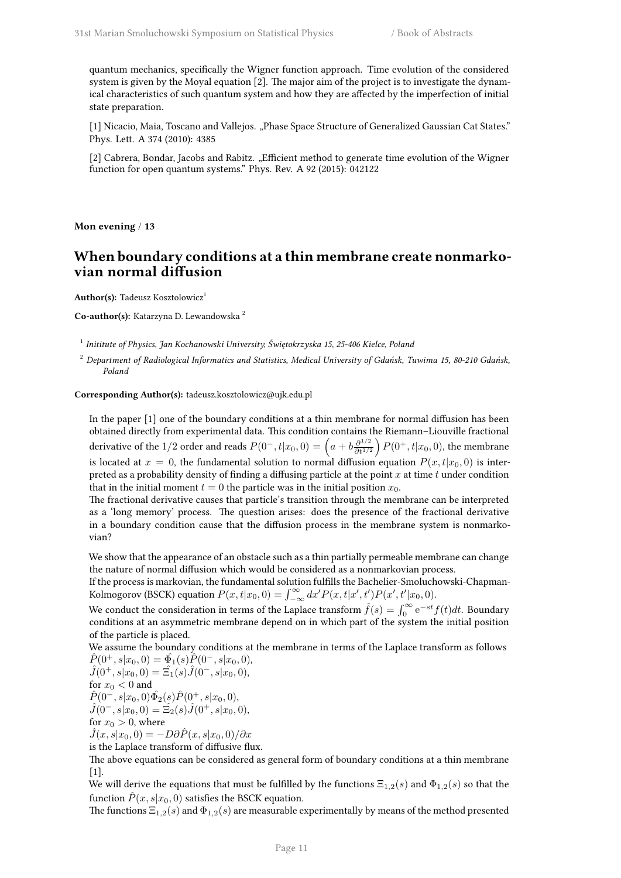quantum mechanics, specifically the Wigner function approach. Time evolution of the considered system is given by the Moyal equation [2]. The major aim of the project is to investigate the dynamical characteristics of such quantum system and how they are affected by the imperfection of initial state preparation.

[1] Nicacio, Maia, Toscano and Vallejos. „Phase Space Structure of Generalized Gaussian Cat States." Phys. Lett. A 374 (2010): 4385

[2] Cabrera, Bondar, Jacobs and Rabitz. „Efficient method to generate time evolution of the Wigner function for open quantum systems." Phys. Rev. A 92 (2015): 042122

**Mon evening / 13**

## When boundary conditions at a thin membrane create nonmarkovian normal diffusion

**Author(s):** Tadeusz Kosztolowicz[1]

**Co-author(s):** Katarzyna D. Lewandowska [2]

[1] *Inititute of Physics, Jan Kochanowski University, Świętokrzyska 15, 25-406 Kielce, Poland*

[2] *Department of Radiological Informatics and Statistics, Medical University of Gdańsk, Tuwima 15, 80-210 Gdańsk, Poland*

**Corresponding Author(s):** tadeusz.kosztolowicz@ujk.edu.pl

In the paper [1] one of the boundary conditions at a thin membrane for normal diffusion has been obtained directly from experimental data. This condition contains the Riemann–Liouville fractional derivative of the $1/2$ order and reads $P(0^-,t|x_0,0)=\left(a+b\frac{\partial^{1/2}}{\partial t^{1/2}}\right)P(0^+,t|x_0,0)$, the membrane is located at $x=0$, the fundamental solution to normal diffusion equation $P(x,t|x_0,0)$ is interpreted as a probability density of finding a diffusing particle at the point $x$ at time $t$ under condition that in the initial moment $t=0$ the particle was in the initial position $x_0$.
The fractional derivative causes that particle's transition through the membrane can be interpreted as a 'long memory' process. The question arises: does the presence of the fractional derivative in a boundary condition cause that the diffusion process in the membrane system is nonmarkovian?

We show that the appearance of an obstacle such as a thin partially permeable membrane can change the nature of normal diffusion which would be considered as a nonmarkovian process.
If the process is markovian, the fundamental solution fulfills the Bachelier-Smoluchowski-Chapman-Kolmogorov (BSCK) equation $P(x,t|x_0,0)=\int_{-\infty}^{\infty}dx'P(x,t|x',t')P(x',t'|x_0,0)$.
We conduct the consideration in terms of the Laplace transform $\hat{f}(s)=\int_0^{\infty}e^{-st}f(t)dt$. Boundary conditions at an asymmetric membrane depend on in which part of the system the initial position of the particle is placed.
We assume the boundary conditions at the membrane in terms of the Laplace transform as follows
$\hat{P}(0^+,s|x_0,0)=\hat{\Phi}_1(s)\hat{P}(0^-,s|x_0,0)$,
$\hat{J}(0^+,s|x_0,0)=\hat{\Xi}_1(s)\hat{J}(0^-,s|x_0,0)$,
for $x_0<0$ and
$\hat{P}(0^-,s|x_0,0)\hat{\Phi}_2(s)\hat{P}(0^+,s|x_0,0)$,
$\hat{J}(0^-,s|x_0,0)=\hat{\Xi}_2(s)\hat{J}(0^+,s|x_0,0)$,
for $x_0>0$, where
$\hat{J}(x,s|x_0,0)=-D\partial\hat{P}(x,s|x_0,0)/\partial x$
is the Laplace transform of diffusive flux.
The above equations can be considered as general form of boundary conditions at a thin membrane [1].
We will derive the equations that must be fulfilled by the functions $\Xi_{1,2}(s)$ and $\Phi_{1,2}(s)$ so that the function $\hat{P}(x,s|x_0,0)$ satisfies the BSCK equation.
The functions $\Xi_{1,2}(s)$ and $\Phi_{1,2}(s)$ are measurable experimentally by means of the method presented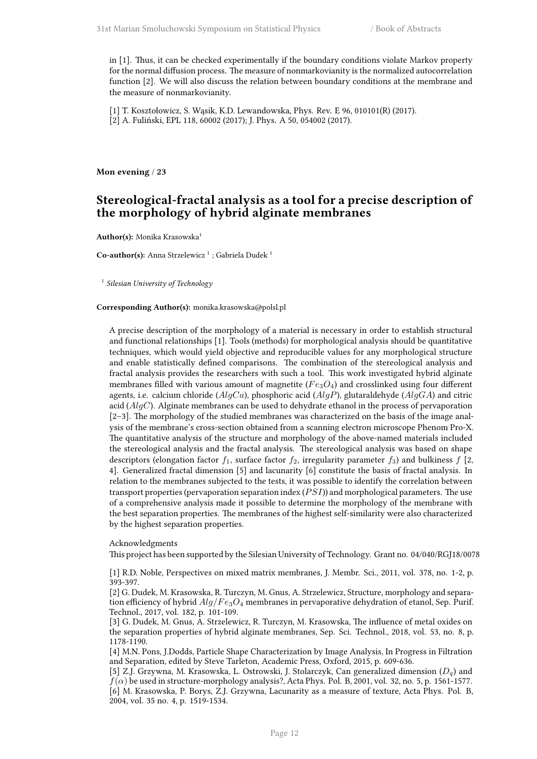in [1]. Thus, it can be checked experimentally if the boundary conditions violate Markov property for the normal diffusion process. The measure of nonmarkovianity is the normalized autocorrelation function [2]. We will also discuss the relation between boundary conditions at the membrane and the measure of nonmarkovianity.

[1] T. Kosztołowicz, S. Wąsik, K.D. Lewandowska, Phys. Rev. E 96, 010101(R) (2017).
[2] A. Fuliński, EPL 118, 60002 (2017); J. Phys. A 50, 054002 (2017).

**Mon evening / 23**

## Stereological-fractal analysis as a tool for a precise description of the morphology of hybrid alginate membranes

**Author(s):** Monika Krasowska[1]

**Co-author(s):** Anna Strzelewicz [1] ; Gabriela Dudek [1]

[1] *Silesian University of Technology*

**Corresponding Author(s):** monika.krasowska@polsl.pl

A precise description of the morphology of a material is necessary in order to establish structural and functional relationships [1]. Tools (methods) for morphological analysis should be quantitative techniques, which would yield objective and reproducible values for any morphological structure and enable statistically defined comparisons. The combination of the stereological analysis and fractal analysis provides the researchers with such a tool. This work investigated hybrid alginate membranes filled with various amount of magnetite ($Fe_3O_4$) and crosslinked using four different agents, i.e. calcium chloride ($AlgCa$), phosphoric acid ($AlgP$), glutaraldehyde ($AlgGA$) and citric acid ($AlgC$). Alginate membranes can be used to dehydrate ethanol in the process of pervaporation [2–3]. The morphology of the studied membranes was characterized on the basis of the image analysis of the membrane's cross-section obtained from a scanning electron microscope Phenom Pro-X. The quantitative analysis of the structure and morphology of the above-named materials included the stereological analysis and the fractal analysis. The stereological analysis was based on shape descriptors (elongation factor $f_1$, surface factor $f_2$, irregularity parameter $f_3$) and bulkiness $f$ [2, 4]. Generalized fractal dimension [5] and lacunarity [6] constitute the basis of fractal analysis. In relation to the membranes subjected to the tests, it was possible to identify the correlation between transport properties (pervaporation separation index ($PSI$)) and morphological parameters. The use of a comprehensive analysis made it possible to determine the morphology of the membrane with the best separation properties. The membranes of the highest self-similarity were also characterized by the highest separation properties.

Acknowledgments
This project has been supported by the Silesian University of Technology. Grant no. 04/040/RGJ18/0078

[1] R.D. Noble, Perspectives on mixed matrix membranes, J. Membr. Sci., 2011, vol. 378, no. 1-2, p. 393-397.
[2] G. Dudek, M. Krasowska, R. Turczyn, M. Gnus, A. Strzelewicz, Structure, morphology and separation efficiency of hybrid $Alg/Fe_3O_4$ membranes in pervaporative dehydration of etanol, Sep. Purif. Technol., 2017, vol. 182, p. 101-109.
[3] G. Dudek, M. Gnus, A. Strzelewicz, R. Turczyn, M. Krasowska, The influence of metal oxides on the separation properties of hybrid alginate membranes, Sep. Sci. Technol., 2018, vol. 53, no. 8, p. 1178-1190.
[4] M.N. Pons, J.Dodds, Particle Shape Characterization by Image Analysis, In Progress in Filtration and Separation, edited by Steve Tarleton, Academic Press, Oxford, 2015, p. 609-636.
[5] Z.J. Grzywna, M. Krasowska, L. Ostrowski, J. Stolarczyk, Can generalized dimension ($D_q$) and $f(\alpha)$ be used in structure-morphology analysis?, Acta Phys. Pol. B, 2001, vol. 32, no. 5, p. 1561-1577.
[6] M. Krasowska, P. Borys, Z.J. Grzywna, Lacunarity as a measure of texture, Acta Phys. Pol. B, 2004, vol. 35 no. 4, p. 1519-1534.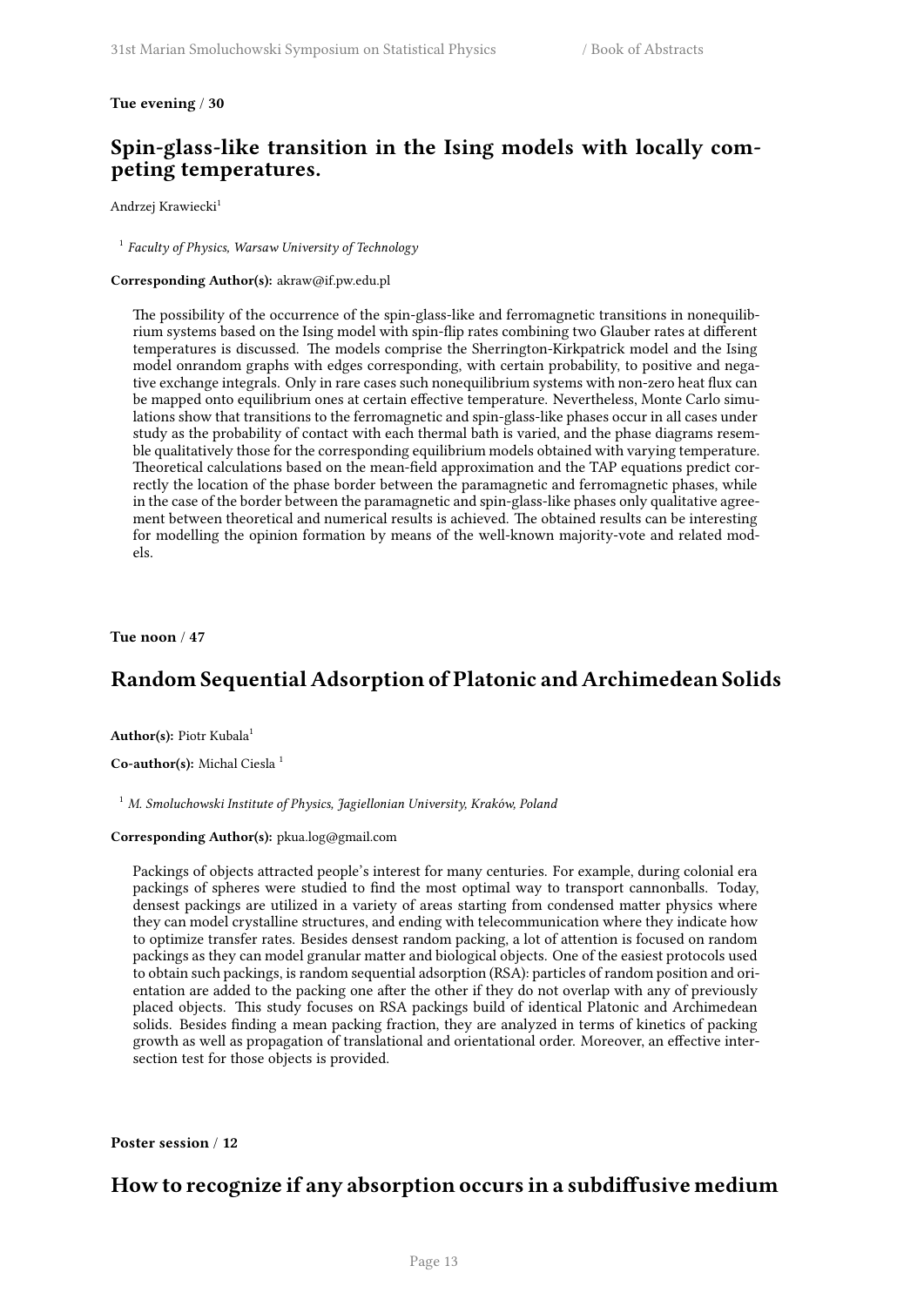**Tue evening / 30**

## Spin-glass-like transition in the Ising models with locally competing temperatures.

Andrzej Krawiecki[1]

[1] *Faculty of Physics, Warsaw University of Technology*

**Corresponding Author(s):** akraw@if.pw.edu.pl

The possibility of the occurrence of the spin-glass-like and ferromagnetic transitions in nonequilibrium systems based on the Ising model with spin-flip rates combining two Glauber rates at different temperatures is discussed. The models comprise the Sherrington-Kirkpatrick model and the Ising model onrandom graphs with edges corresponding, with certain probability, to positive and negative exchange integrals. Only in rare cases such nonequilibrium systems with non-zero heat flux can be mapped onto equilibrium ones at certain effective temperature. Nevertheless, Monte Carlo simulations show that transitions to the ferromagnetic and spin-glass-like phases occur in all cases under study as the probability of contact with each thermal bath is varied, and the phase diagrams resemble qualitatively those for the corresponding equilibrium models obtained with varying temperature. Theoretical calculations based on the mean-field approximation and the TAP equations predict correctly the location of the phase border between the paramagnetic and ferromagnetic phases, while in the case of the border between the paramagnetic and spin-glass-like phases only qualitative agreement between theoretical and numerical results is achieved. The obtained results can be interesting for modelling the opinion formation by means of the well-known majority-vote and related models.

**Tue noon / 47**

## Random Sequential Adsorption of Platonic and Archimedean Solids

**Author(s):** Piotr Kubala[1]

**Co-author(s):** Michal Ciesla [1]

[1] *M. Smoluchowski Institute of Physics, Jagiellonian University, Kraków, Poland*

**Corresponding Author(s):** pkua.log@gmail.com

Packings of objects attracted people's interest for many centuries. For example, during colonial era packings of spheres were studied to find the most optimal way to transport cannonballs. Today, densest packings are utilized in a variety of areas starting from condensed matter physics where they can model crystalline structures, and ending with telecommunication where they indicate how to optimize transfer rates. Besides densest random packing, a lot of attention is focused on random packings as they can model granular matter and biological objects. One of the easiest protocols used to obtain such packings, is random sequential adsorption (RSA): particles of random position and orientation are added to the packing one after the other if they do not overlap with any of previously placed objects. This study focuses on RSA packings build of identical Platonic and Archimedean solids. Besides finding a mean packing fraction, they are analyzed in terms of kinetics of packing growth as well as propagation of translational and orientational order. Moreover, an effective intersection test for those objects is provided.

**Poster session / 12**

## How to recognize if any absorption occurs in a subdiffusive medium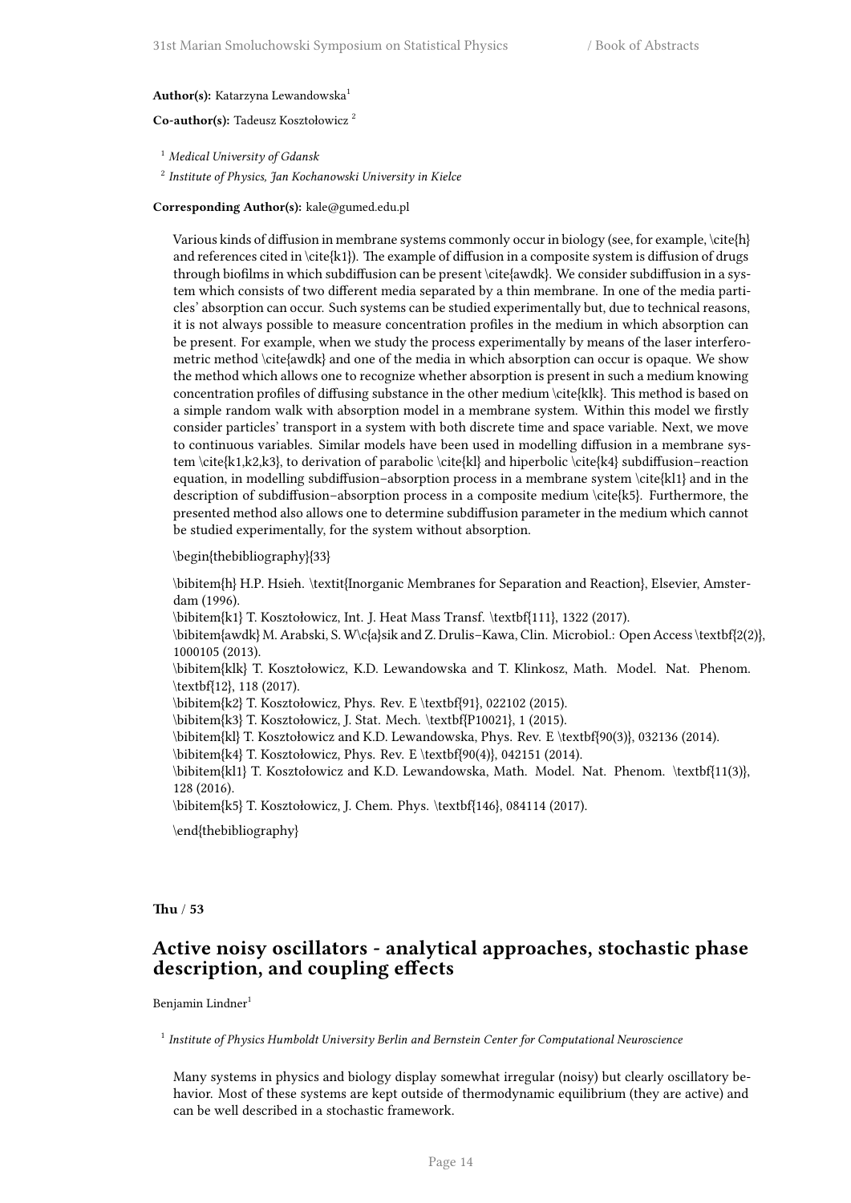**Author(s):** Katarzyna Lewandowska[1]

**Co-author(s):** Tadeusz Kosztołowicz [2]

[1] *Medical University of Gdansk*

[2] *Institute of Physics, Jan Kochanowski University in Kielce*

**Corresponding Author(s):** kale@gumed.edu.pl

Various kinds of diffusion in membrane systems commonly occur in biology (see, for example, \cite{h} and references cited in \cite{k1}). The example of diffusion in a composite system is diffusion of drugs through biofilms in which subdiffusion can be present \cite{awdk}. We consider subdiffusion in a system which consists of two different media separated by a thin membrane. In one of the media particles' absorption can occur. Such systems can be studied experimentally but, due to technical reasons, it is not always possible to measure concentration profiles in the medium in which absorption can be present. For example, when we study the process experimentally by means of the laser interferometric method \cite{awdk} and one of the media in which absorption can occur is opaque. We show the method which allows one to recognize whether absorption is present in such a medium knowing concentration profiles of diffusing substance in the other medium \cite{klk}. This method is based on a simple random walk with absorption model in a membrane system. Within this model we firstly consider particles' transport in a system with both discrete time and space variable. Next, we move to continuous variables. Similar models have been used in modelling diffusion in a membrane system \cite{k1,k2,k3}, to derivation of parabolic \cite{kl} and hiperbolic \cite{k4} subdiffusion–reaction equation, in modelling subdiffusion–absorption process in a membrane system \cite{kl1} and in the description of subdiffusion–absorption process in a composite medium \cite{k5}. Furthermore, the presented method also allows one to determine subdiffusion parameter in the medium which cannot be studied experimentally, for the system without absorption.

\begin{thebibliography}{33}

\bibitem{h} H.P. Hsieh. \textit{Inorganic Membranes for Separation and Reaction}, Elsevier, Amsterdam (1996).
\bibitem{k1} T. Kosztołowicz, Int. J. Heat Mass Transf. \textbf{111}, 1322 (2017).
\bibitem{awdk} M. Arabski, S. W\c{a}sik and Z. Drulis–Kawa, Clin. Microbiol.: Open Access \textbf{2(2)}, 1000105 (2013).
\bibitem{klk} T. Kosztołowicz, K.D. Lewandowska and T. Klinkosz, Math. Model. Nat. Phenom. \textbf{12}, 118 (2017).
\bibitem{k2} T. Kosztołowicz, Phys. Rev. E \textbf{91}, 022102 (2015).
\bibitem{k3} T. Kosztołowicz, J. Stat. Mech. \textbf{P10021}, 1 (2015).
\bibitem{kl} T. Kosztołowicz and K.D. Lewandowska, Phys. Rev. E \textbf{90(3)}, 032136 (2014).
\bibitem{k4} T. Kosztołowicz, Phys. Rev. E \textbf{90(4)}, 042151 (2014).
\bibitem{kl1} T. Kosztołowicz and K.D. Lewandowska, Math. Model. Nat. Phenom. \textbf{11(3)}, 128 (2016).
\bibitem{k5} T. Kosztołowicz, J. Chem. Phys. \textbf{146}, 084114 (2017).

\end{thebibliography}

**Thu / 53**

## Active noisy oscillators - analytical approaches, stochastic phase description, and coupling effects

Benjamin Lindner[1]

[1] *Institute of Physics Humboldt University Berlin and Bernstein Center for Computational Neuroscience*

Many systems in physics and biology display somewhat irregular (noisy) but clearly oscillatory behavior. Most of these systems are kept outside of thermodynamic equilibrium (they are active) and can be well described in a stochastic framework.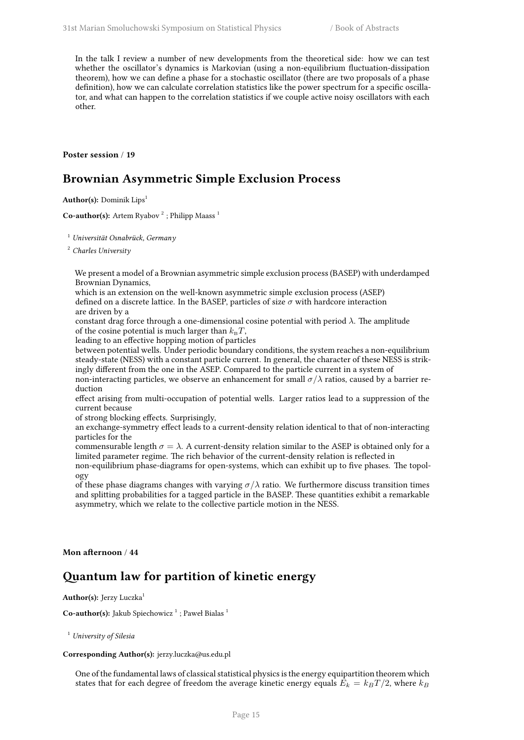In the talk I review a number of new developments from the theoretical side: how we can test whether the oscillator's dynamics is Markovian (using a non-equilibrium fluctuation-dissipation theorem), how we can define a phase for a stochastic oscillator (there are two proposals of a phase definition), how we can calculate correlation statistics like the power spectrum for a specific oscillator, and what can happen to the correlation statistics if we couple active noisy oscillators with each other.

**Poster session / 19**

## Brownian Asymmetric Simple Exclusion Process

**Author(s):** Dominik Lips[1]

**Co-author(s):** Artem Ryabov [2] ; Philipp Maass [1]

[1] *Universität Osnabrück, Germany*

[2] *Charles University*

We present a model of a Brownian asymmetric simple exclusion process (BASEP) with underdamped Brownian Dynamics, which is an extension on the well-known asymmetric simple exclusion process (ASEP) defined on a discrete lattice. In the BASEP, particles of size $\sigma$ with hardcore interaction are driven by a constant drag force through a one-dimensional cosine potential with period $\lambda$. The amplitude of the cosine potential is much larger than $k_{\mathrm{B}}T$, leading to an effective hopping motion of particles between potential wells. Under periodic boundary conditions, the system reaches a non-equilibrium steady-state (NESS) with a constant particle current. In general, the character of these NESS is strikingly different from the one in the ASEP. Compared to the particle current in a system of non-interacting particles, we observe an enhancement for small $\sigma/\lambda$ ratios, caused by a barrier reduction effect arising from multi-occupation of potential wells. Larger ratios lead to a suppression of the current because of strong blocking effects. Surprisingly, an exchange-symmetry effect leads to a current-density relation identical to that of non-interacting particles for the commensurable length $\sigma = \lambda$. A current-density relation similar to the ASEP is obtained only for a limited parameter regime. The rich behavior of the current-density relation is reflected in non-equilibrium phase-diagrams for open-systems, which can exhibit up to five phases. The topology of these phase diagrams changes with varying $\sigma/\lambda$ ratio. We furthermore discuss transition times and splitting probabilities for a tagged particle in the BASEP. These quantities exhibit a remarkable asymmetry, which we relate to the collective particle motion in the NESS.

**Mon afternoon / 44**

## Quantum law for partition of kinetic energy

**Author(s):** Jerzy Luczka[1]

**Co-author(s):** Jakub Spiechowicz [1] ; Paweł Bialas [1]

[1] *University of Silesia*

**Corresponding Author(s):** jerzy.luczka@us.edu.pl

One of the fundamental laws of classical statistical physics is the energy equipartition theorem which states that for each degree of freedom the average kinetic energy equals $E_k = k_B T/2$, where $k_B$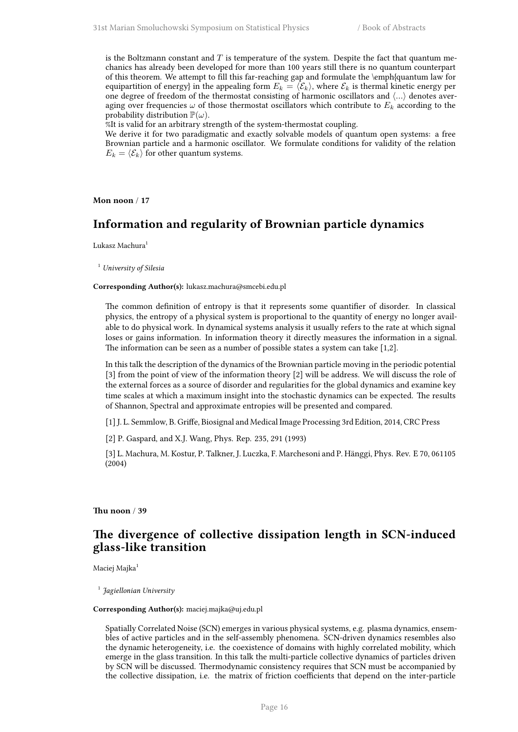is the Boltzmann constant and $T$ is temperature of the system. Despite the fact that quantum mechanics has already been developed for more than 100 years still there is no quantum counterpart of this theorem. We attempt to fill this far-reaching gap and formulate the \emph{quantum law for equipartition of energy} in the appealing form $E_k = \langle \mathcal{E}_k \rangle$, where $\mathcal{E}_k$ is thermal kinetic energy per one degree of freedom of the thermostat consisting of harmonic oscillators and $\langle ... \rangle$ denotes averaging over frequencies $\omega$ of those thermostat oscillators which contribute to $E_k$ according to the probability distribution $\mathbb{P}(\omega)$.
%It is valid for an arbitrary strength of the system-thermostat coupling.
We derive it for two paradigmatic and exactly solvable models of quantum open systems: a free Brownian particle and a harmonic oscillator. We formulate conditions for validity of the relation $E_k = \langle \mathcal{E}_k \rangle$ for other quantum systems.

**Mon noon / 17**

## Information and regularity of Brownian particle dynamics

Lukasz Machura[1]

[1] *University of Silesia*

**Corresponding Author(s):** lukasz.machura@smcebi.edu.pl

The common definition of entropy is that it represents some quantifier of disorder. In classical physics, the entropy of a physical system is proportional to the quantity of energy no longer available to do physical work. In dynamical systems analysis it usually refers to the rate at which signal loses or gains information. In information theory it directly measures the information in a signal. The information can be seen as a number of possible states a system can take [1,2].

In this talk the description of the dynamics of the Brownian particle moving in the periodic potential [3] from the point of view of the information theory [2] will be address. We will discuss the role of the external forces as a source of disorder and regularities for the global dynamics and examine key time scales at which a maximum insight into the stochastic dynamics can be expected. The results of Shannon, Spectral and approximate entropies will be presented and compared.

[1] J. L. Semmlow, B. Griffe, Biosignal and Medical Image Processing 3rd Edition, 2014, CRC Press

[2] P. Gaspard, and X.J. Wang, Phys. Rep. 235, 291 (1993)

[3] L. Machura, M. Kostur, P. Talkner, J. Luczka, F. Marchesoni and P. Hänggi, Phys. Rev. E 70, 061105 (2004)

**Thu noon / 39**

## The divergence of collective dissipation length in SCN-induced glass-like transition

Maciej Majka[1]

[1] *Jagiellonian University*

**Corresponding Author(s):** maciej.majka@uj.edu.pl

Spatially Correlated Noise (SCN) emerges in various physical systems, e.g. plasma dynamics, ensembles of active particles and in the self-assembly phenomena. SCN-driven dynamics resembles also the dynamic heterogeneity, i.e. the coexistence of domains with highly correlated mobility, which emerge in the glass transition. In this talk the multi-particle collective dynamics of particles driven by SCN will be discussed. Thermodynamic consistency requires that SCN must be accompanied by the collective dissipation, i.e. the matrix of friction coefficients that depend on the inter-particle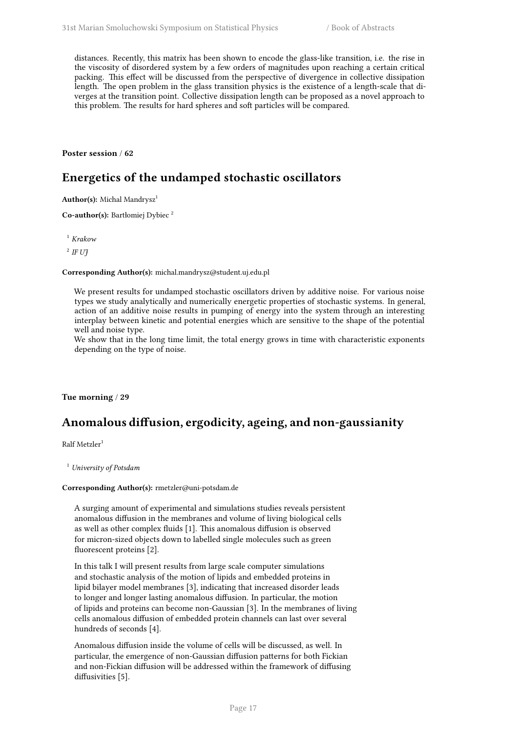distances. Recently, this matrix has been shown to encode the glass-like transition, i.e. the rise in the viscosity of disordered system by a few orders of magnitudes upon reaching a certain critical packing. This effect will be discussed from the perspective of divergence in collective dissipation length. The open problem in the glass transition physics is the existence of a length-scale that diverges at the transition point. Collective dissipation length can be proposed as a novel approach to this problem. The results for hard spheres and soft particles will be compared.

**Poster session / 62**

## Energetics of the undamped stochastic oscillators

**Author(s):** Michal Mandrysz[1]

**Co-author(s):** Bartłomiej Dybiec [2]

[1] *Krakow*

[2] *IF UJ*

**Corresponding Author(s):** michal.mandrysz@student.uj.edu.pl

We present results for undamped stochastic oscillators driven by additive noise. For various noise types we study analytically and numerically energetic properties of stochastic systems. In general, action of an additive noise results in pumping of energy into the system through an interesting interplay between kinetic and potential energies which are sensitive to the shape of the potential well and noise type.
We show that in the long time limit, the total energy grows in time with characteristic exponents depending on the type of noise.

**Tue morning / 29**

## Anomalous diffusion, ergodicity, ageing, and non-gaussianity

Ralf Metzler[1]

[1] *University of Potsdam*

**Corresponding Author(s):** rmetzler@uni-potsdam.de

A surging amount of experimental and simulations studies reveals persistent anomalous diffusion in the membranes and volume of living biological cells as well as other complex fluids [1]. This anomalous diffusion is observed for micron-sized objects down to labelled single molecules such as green fluorescent proteins [2].

In this talk I will present results from large scale computer simulations and stochastic analysis of the motion of lipids and embedded proteins in lipid bilayer model membranes [3], indicating that increased disorder leads to longer and longer lasting anomalous diffusion. In particular, the motion of lipids and proteins can become non-Gaussian [3]. In the membranes of living cells anomalous diffusion of embedded protein channels can last over several hundreds of seconds [4].

Anomalous diffusion inside the volume of cells will be discussed, as well. In particular, the emergence of non-Gaussian diffusion patterns for both Fickian and non-Fickian diffusion will be addressed within the framework of diffusing diffusivities [5].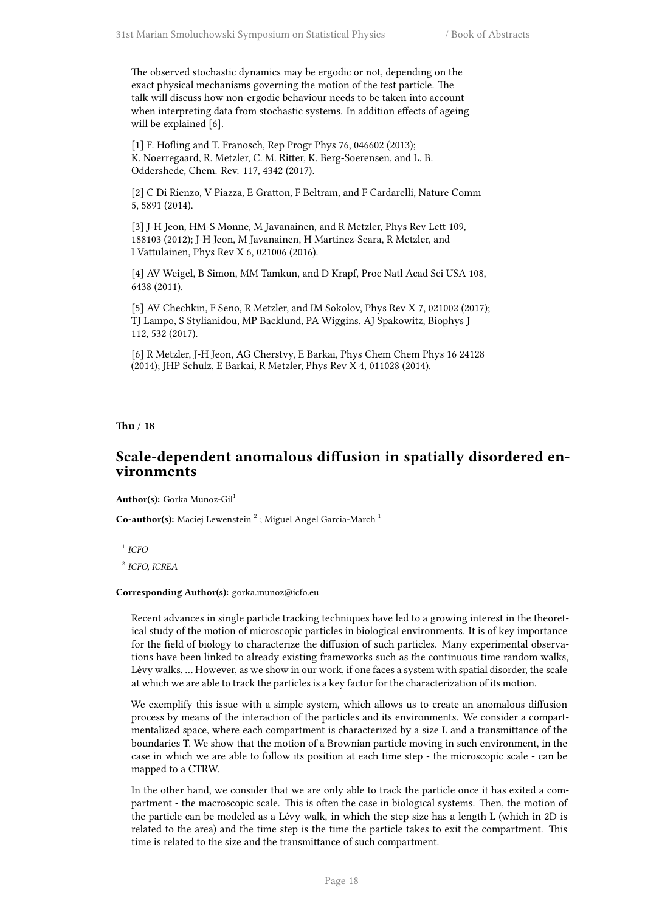The observed stochastic dynamics may be ergodic or not, depending on the exact physical mechanisms governing the motion of the test particle. The talk will discuss how non-ergodic behaviour needs to be taken into account when interpreting data from stochastic systems. In addition effects of ageing will be explained [6].

[1] F. Hofling and T. Franosch, Rep Progr Phys 76, 046602 (2013); K. Noerregaard, R. Metzler, C. M. Ritter, K. Berg-Soerensen, and L. B. Oddershede, Chem. Rev. 117, 4342 (2017).

[2] C Di Rienzo, V Piazza, E Gratton, F Beltram, and F Cardarelli, Nature Comm 5, 5891 (2014).

[3] J-H Jeon, HM-S Monne, M Javanainen, and R Metzler, Phys Rev Lett 109, 188103 (2012); J-H Jeon, M Javanainen, H Martinez-Seara, R Metzler, and I Vattulainen, Phys Rev X 6, 021006 (2016).

[4] AV Weigel, B Simon, MM Tamkun, and D Krapf, Proc Natl Acad Sci USA 108, 6438 (2011).

[5] AV Chechkin, F Seno, R Metzler, and IM Sokolov, Phys Rev X 7, 021002 (2017); TJ Lampo, S Stylianidou, MP Backlund, PA Wiggins, AJ Spakowitz, Biophys J 112, 532 (2017).

[6] R Metzler, J-H Jeon, AG Cherstvy, E Barkai, Phys Chem Chem Phys 16 24128 (2014); JHP Schulz, E Barkai, R Metzler, Phys Rev X 4, 011028 (2014).

**Thu / 18**

## Scale-dependent anomalous diffusion in spatially disordered environments

**Author(s):** Gorka Munoz-Gil[1]

**Co-author(s):** Maciej Lewenstein [2] ; Miguel Angel Garcia-March [1]

[1] *ICFO*

[2] *ICFO, ICREA*

**Corresponding Author(s):** gorka.munoz@icfo.eu

Recent advances in single particle tracking techniques have led to a growing interest in the theoretical study of the motion of microscopic particles in biological environments. It is of key importance for the field of biology to characterize the diffusion of such particles. Many experimental observations have been linked to already existing frameworks such as the continuous time random walks, Lévy walks, … However, as we show in our work, if one faces a system with spatial disorder, the scale at which we are able to track the particles is a key factor for the characterization of its motion.

We exemplify this issue with a simple system, which allows us to create an anomalous diffusion process by means of the interaction of the particles and its environments. We consider a compartmentalized space, where each compartment is characterized by a size L and a transmittance of the boundaries T. We show that the motion of a Brownian particle moving in such environment, in the case in which we are able to follow its position at each time step - the microscopic scale - can be mapped to a CTRW.

In the other hand, we consider that we are only able to track the particle once it has exited a compartment - the macroscopic scale. This is often the case in biological systems. Then, the motion of the particle can be modeled as a Lévy walk, in which the step size has a length L (which in 2D is related to the area) and the time step is the time the particle takes to exit the compartment. This time is related to the size and the transmittance of such compartment.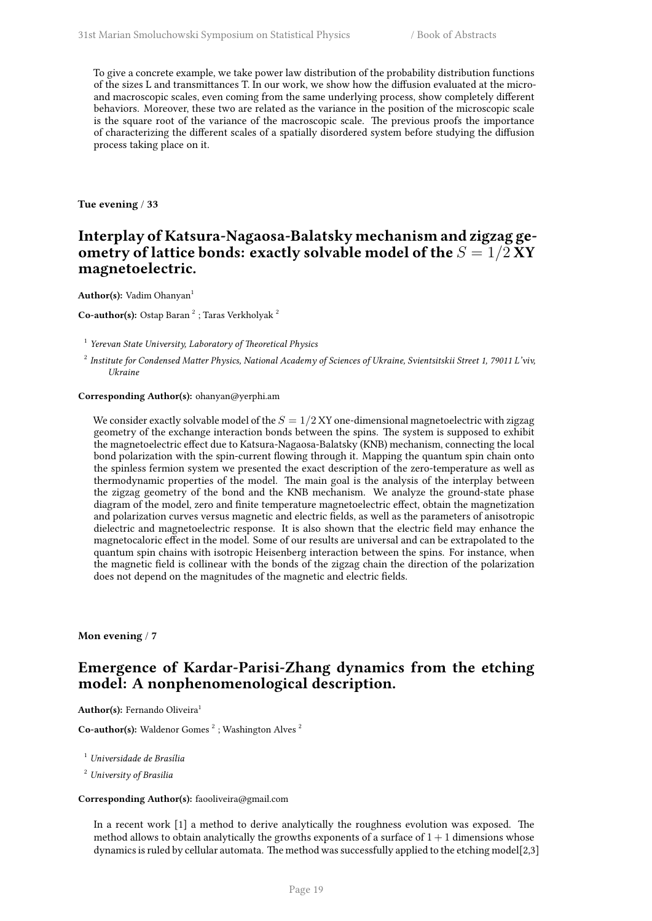To give a concrete example, we take power law distribution of the probability distribution functions of the sizes L and transmittances T. In our work, we show how the diffusion evaluated at the micro- and macroscopic scales, even coming from the same underlying process, show completely different behaviors. Moreover, these two are related as the variance in the position of the microscopic scale is the square root of the variance of the macroscopic scale. The previous proofs the importance of characterizing the different scales of a spatially disordered system before studying the diffusion process taking place on it.

**Tue evening / 33**

## Interplay of Katsura-Nagaosa-Balatsky mechanism and zigzag geometry of lattice bonds: exactly solvable model of the $S = 1/2$ XY magnetoelectric.

**Author(s):** Vadim Ohanyan[1]

**Co-author(s):** Ostap Baran [2] ; Taras Verkholyak [2]

[1] *Yerevan State University, Laboratory of Theoretical Physics*

[2] *Institute for Condensed Matter Physics, National Academy of Sciences of Ukraine, Svientsitskii Street 1, 79011 L'viv, Ukraine*

**Corresponding Author(s):** ohanyan@yerphi.am

We consider exactly solvable model of the $S = 1/2$ XY one-dimensional magnetoelectric with zigzag geometry of the exchange interaction bonds between the spins. The system is supposed to exhibit the magnetoelectric effect due to Katsura-Nagaosa-Balatsky (KNB) mechanism, connecting the local bond polarization with the spin-current flowing through it. Mapping the quantum spin chain onto the spinless fermion system we presented the exact description of the zero-temperature as well as thermodynamic properties of the model. The main goal is the analysis of the interplay between the zigzag geometry of the bond and the KNB mechanism. We analyze the ground-state phase diagram of the model, zero and finite temperature magnetoelectric effect, obtain the magnetization and polarization curves versus magnetic and electric fields, as well as the parameters of anisotropic dielectric and magnetoelectric response. It is also shown that the electric field may enhance the magnetocaloric effect in the model. Some of our results are universal and can be extrapolated to the quantum spin chains with isotropic Heisenberg interaction between the spins. For instance, when the magnetic field is collinear with the bonds of the zigzag chain the direction of the polarization does not depend on the magnitudes of the magnetic and electric fields.

**Mon evening / 7**

## Emergence of Kardar-Parisi-Zhang dynamics from the etching model: A nonphenomenological description.

**Author(s):** Fernando Oliveira[1]

**Co-author(s):** Waldenor Gomes [2] ; Washington Alves [2]

[1] *Universidade de Brasília*

[2] *University of Brasilia*

**Corresponding Author(s):** faooliveira@gmail.com

In a recent work [1] a method to derive analytically the roughness evolution was exposed. The method allows to obtain analytically the growths exponents of a surface of $1 + 1$ dimensions whose dynamics is ruled by cellular automata. The method was successfully applied to the etching model[2,3]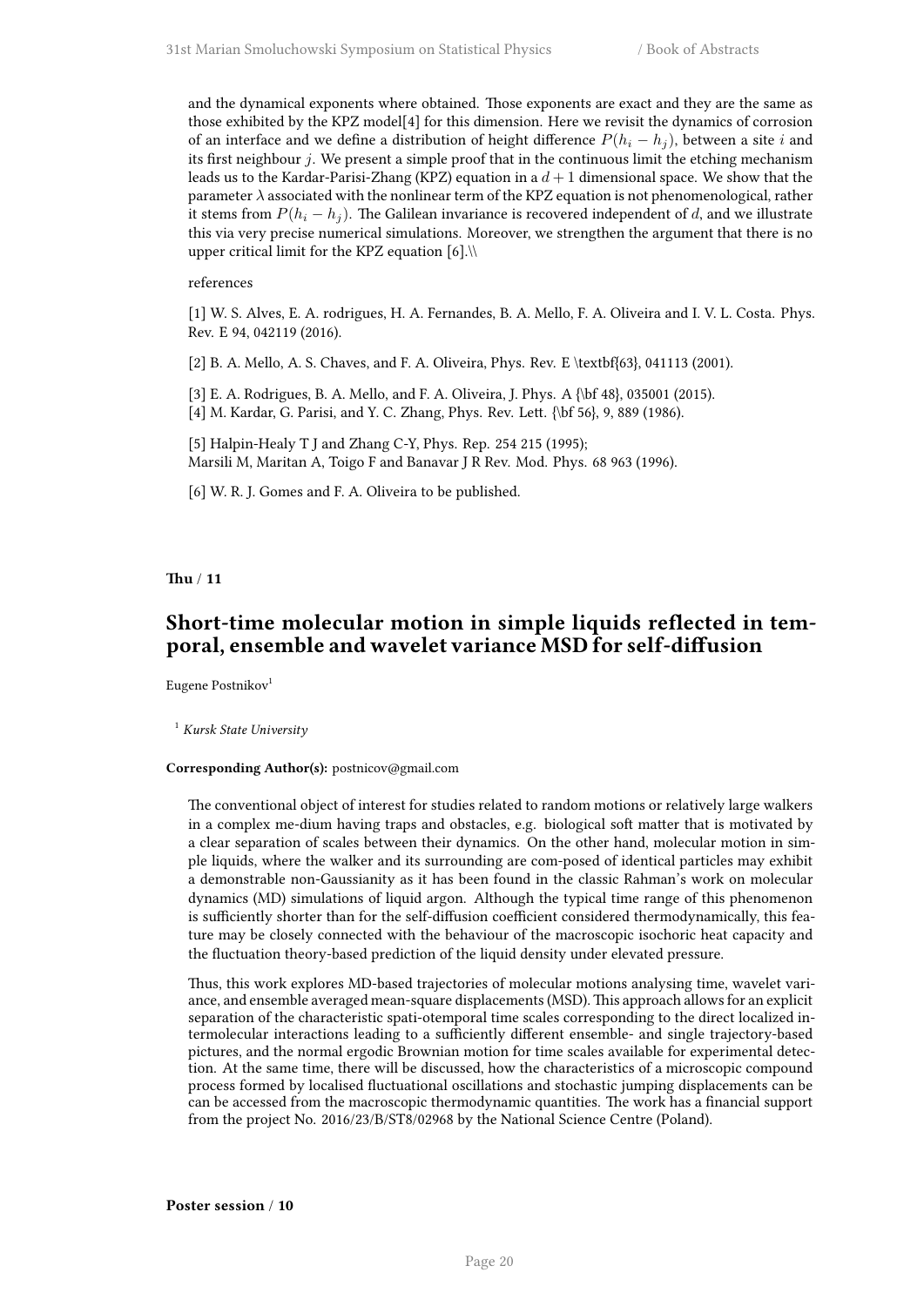and the dynamical exponents where obtained. Those exponents are exact and they are the same as those exhibited by the KPZ model[4] for this dimension. Here we revisit the dynamics of corrosion of an interface and we define a distribution of height difference $P(h_i - h_j)$, between a site $i$ and its first neighbour $j$. We present a simple proof that in the continuous limit the etching mechanism leads us to the Kardar-Parisi-Zhang (KPZ) equation in a $d+1$ dimensional space. We show that the parameter $\lambda$ associated with the nonlinear term of the KPZ equation is not phenomenological, rather it stems from $P(h_i - h_j)$. The Galilean invariance is recovered independent of $d$, and we illustrate this via very precise numerical simulations. Moreover, we strengthen the argument that there is no upper critical limit for the KPZ equation [6].\\

references

[1] W. S. Alves, E. A. rodrigues, H. A. Fernandes, B. A. Mello, F. A. Oliveira and I. V. L. Costa. Phys. Rev. E 94, 042119 (2016).

[2] B. A. Mello, A. S. Chaves, and F. A. Oliveira, Phys. Rev. E \textbf{63}, 041113 (2001).

[3] E. A. Rodrigues, B. A. Mello, and F. A. Oliveira, J. Phys. A {\bf 48}, 035001 (2015).
[4] M. Kardar, G. Parisi, and Y. C. Zhang, Phys. Rev. Lett. {\bf 56}, 9, 889 (1986).

[5] Halpin-Healy T J and Zhang C-Y, Phys. Rep. 254 215 (1995);
Marsili M, Maritan A, Toigo F and Banavar J R Rev. Mod. Phys. 68 963 (1996).

[6] W. R. J. Gomes and F. A. Oliveira to be published.

**Thu / 11**

## Short-time molecular motion in simple liquids reflected in temporal, ensemble and wavelet variance MSD for self-diffusion

Eugene Postnikov[1]

[1] *Kursk State University*

**Corresponding Author(s):** postnicov@gmail.com

The conventional object of interest for studies related to random motions or relatively large walkers in a complex me-dium having traps and obstacles, e.g. biological soft matter that is motivated by a clear separation of scales between their dynamics. On the other hand, molecular motion in simple liquids, where the walker and its surrounding are com-posed of identical particles may exhibit a demonstrable non-Gaussianity as it has been found in the classic Rahman's work on molecular dynamics (MD) simulations of liquid argon. Although the typical time range of this phenomenon is sufficiently shorter than for the self-diffusion coefficient considered thermodynamically, this feature may be closely connected with the behaviour of the macroscopic isochoric heat capacity and the fluctuation theory-based prediction of the liquid density under elevated pressure.

Thus, this work explores MD-based trajectories of molecular motions analysing time, wavelet variance, and ensemble averaged mean-square displacements (MSD). This approach allows for an explicit separation of the characteristic spati-otemporal time scales corresponding to the direct localized intermolecular interactions leading to a sufficiently different ensemble- and single trajectory-based pictures, and the normal ergodic Brownian motion for time scales available for experimental detection. At the same time, there will be discussed, how the characteristics of a microscopic compound process formed by localised fluctuational oscillations and stochastic jumping displacements can be can be accessed from the macroscopic thermodynamic quantities. The work has a financial support from the project No. 2016/23/B/ST8/02968 by the National Science Centre (Poland).

**Poster session / 10**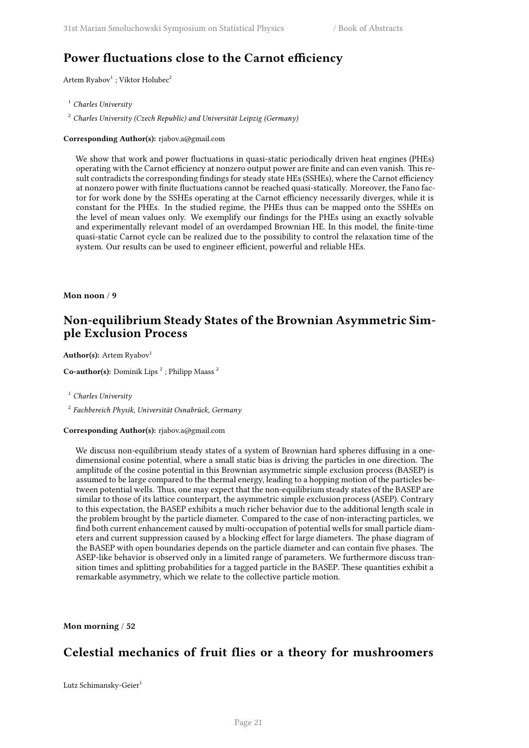## Power fluctuations close to the Carnot efficiency

Artem Ryabov[1] ; Viktor Holubec[2]

[1] *Charles University*

[2] *Charles University (Czech Republic) and Universität Leipzig (Germany)*

**Corresponding Author(s):** rjabov.a@gmail.com

We show that work and power fluctuations in quasi-static periodically driven heat engines (PHEs) operating with the Carnot efficiency at nonzero output power are finite and can even vanish. This result contradicts the corresponding findings for steady state HEs (SSHEs), where the Carnot efficiency at nonzero power with finite fluctuations cannot be reached quasi-statically. Moreover, the Fano factor for work done by the SSHEs operating at the Carnot efficiency necessarily diverges, while it is constant for the PHEs. In the studied regime, the PHEs thus can be mapped onto the SSHEs on the level of mean values only. We exemplify our findings for the PHEs using an exactly solvable and experimentally relevant model of an overdamped Brownian HE. In this model, the finite-time quasi-static Carnot cycle can be realized due to the possibility to control the relaxation time of the system. Our results can be used to engineer efficient, powerful and reliable HEs.

**Mon noon / 9**

## Non-equilibrium Steady States of the Brownian Asymmetric Simple Exclusion Process

**Author(s):** Artem Ryabov[1]

**Co-author(s):** Dominik Lips [2] ; Philipp Maass [2]

[1] *Charles University*

[2] *Fachbereich Physik, Universität Osnabrück, Germany*

**Corresponding Author(s):** rjabov.a@gmail.com

We discuss non-equilibrium steady states of a system of Brownian hard spheres diffusing in a one-dimensional cosine potential, where a small static bias is driving the particles in one direction. The amplitude of the cosine potential in this Brownian asymmetric simple exclusion process (BASEP) is assumed to be large compared to the thermal energy, leading to a hopping motion of the particles between potential wells. Thus, one may expect that the non-equilibrium steady states of the BASEP are similar to those of its lattice counterpart, the asymmetric simple exclusion process (ASEP). Contrary to this expectation, the BASEP exhibits a much richer behavior due to the additional length scale in the problem brought by the particle diameter. Compared to the case of non-interacting particles, we find both current enhancement caused by multi-occupation of potential wells for small particle diameters and current suppression caused by a blocking effect for large diameters. The phase diagram of the BASEP with open boundaries depends on the particle diameter and can contain five phases. The ASEP-like behavior is observed only in a limited range of parameters. We furthermore discuss transition times and splitting probabilities for a tagged particle in the BASEP. These quantities exhibit a remarkable asymmetry, which we relate to the collective particle motion.

**Mon morning / 52**

## Celestial mechanics of fruit flies or a theory for mushroomers

Lutz Schimansky-Geier[1]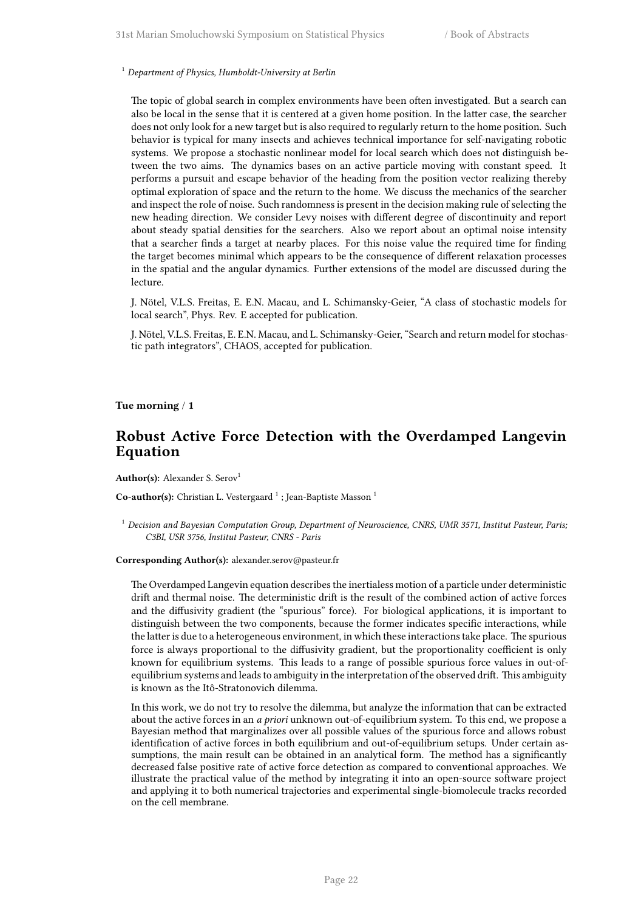[1] *Department of Physics, Humboldt-University at Berlin*

The topic of global search in complex environments have been often investigated. But a search can also be local in the sense that it is centered at a given home position. In the latter case, the searcher does not only look for a new target but is also required to regularly return to the home position. Such behavior is typical for many insects and achieves technical importance for self-navigating robotic systems. We propose a stochastic nonlinear model for local search which does not distinguish between the two aims. The dynamics bases on an active particle moving with constant speed. It performs a pursuit and escape behavior of the heading from the position vector realizing thereby optimal exploration of space and the return to the home. We discuss the mechanics of the searcher and inspect the role of noise. Such randomness is present in the decision making rule of selecting the new heading direction. We consider Levy noises with different degree of discontinuity and report about steady spatial densities for the searchers. Also we report about an optimal noise intensity that a searcher finds a target at nearby places. For this noise value the required time for finding the target becomes minimal which appears to be the consequence of different relaxation processes in the spatial and the angular dynamics. Further extensions of the model are discussed during the lecture.

J. Nötel, V.L.S. Freitas, E. E.N. Macau, and L. Schimansky-Geier, "A class of stochastic models for local search", Phys. Rev. E accepted for publication.

J. Nötel, V.L.S. Freitas, E. E.N. Macau, and L. Schimansky-Geier, "Search and return model for stochastic path integrators", CHAOS, accepted for publication.

**Tue morning / 1**

## Robust Active Force Detection with the Overdamped Langevin Equation

**Author(s):** Alexander S. Serov[1]

**Co-author(s):** Christian L. Vestergaard [1] ; Jean-Baptiste Masson [1]

[1] *Decision and Bayesian Computation Group, Department of Neuroscience, CNRS, UMR 3571, Institut Pasteur, Paris; C3BI, USR 3756, Institut Pasteur, CNRS - Paris*

**Corresponding Author(s):** alexander.serov@pasteur.fr

The Overdamped Langevin equation describes the inertialess motion of a particle under deterministic drift and thermal noise. The deterministic drift is the result of the combined action of active forces and the diffusivity gradient (the "spurious" force). For biological applications, it is important to distinguish between the two components, because the former indicates specific interactions, while the latter is due to a heterogeneous environment, in which these interactions take place. The spurious force is always proportional to the diffusivity gradient, but the proportionality coefficient is only known for equilibrium systems. This leads to a range of possible spurious force values in out-of-equilibrium systems and leads to ambiguity in the interpretation of the observed drift. This ambiguity is known as the Itô-Stratonovich dilemma.

In this work, we do not try to resolve the dilemma, but analyze the information that can be extracted about the active forces in an *a priori* unknown out-of-equilibrium system. To this end, we propose a Bayesian method that marginalizes over all possible values of the spurious force and allows robust identification of active forces in both equilibrium and out-of-equilibrium setups. Under certain assumptions, the main result can be obtained in an analytical form. The method has a significantly decreased false positive rate of active force detection as compared to conventional approaches. We illustrate the practical value of the method by integrating it into an open-source software project and applying it to both numerical trajectories and experimental single-biomolecule tracks recorded on the cell membrane.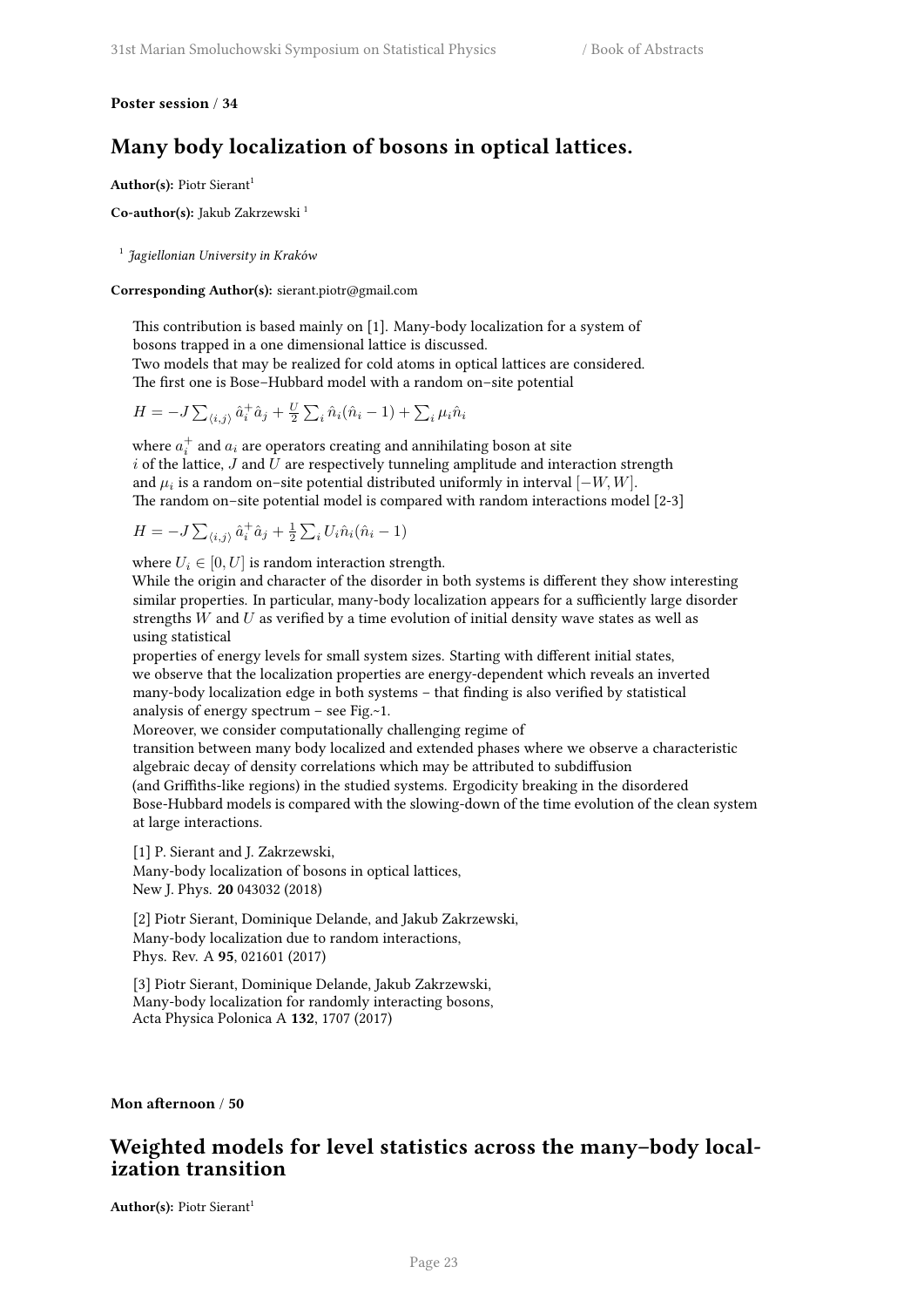**Poster session / 34**

## Many body localization of bosons in optical lattices.

**Author(s):** Piotr Sierant[1]

**Co-author(s):** Jakub Zakrzewski [1]

[1] *Jagiellonian University in Kraków*

**Corresponding Author(s):** sierant.piotr@gmail.com

This contribution is based mainly on [1]. Many-body localization for a system of bosons trapped in a one dimensional lattice is discussed.
Two models that may be realized for cold atoms in optical lattices are considered.
The first one is Bose–Hubbard model with a random on–site potential

$H = -J\sum_{\langle i,j\rangle} \hat{a}_i^{+}\hat{a}_j + \frac{U}{2}\sum_i \hat{n}_i(\hat{n}_i - 1) + \sum_i \mu_i \hat{n}_i$

where $a_i^{+}$ and $a_i$ are operators creating and annihilating boson at site $i$ of the lattice, $J$ and $U$ are respectively tunneling amplitude and interaction strength and $\mu_i$ is a random on–site potential distributed uniformly in interval $[-W, W]$.
The random on–site potential model is compared with random interactions model [2-3]

$H = -J\sum_{\langle i,j\rangle} \hat{a}_i^{+}\hat{a}_j + \frac{1}{2}\sum_i U_i \hat{n}_i(\hat{n}_i - 1)$

where $U_i \in [0, U]$ is random interaction strength.
While the origin and character of the disorder in both systems is different they show interesting similar properties. In particular, many-body localization appears for a sufficiently large disorder strengths $W$ and $U$ as verified by a time evolution of initial density wave states as well as using statistical
properties of energy levels for small system sizes. Starting with different initial states, we observe that the localization properties are energy-dependent which reveals an inverted many-body localization edge in both systems – that finding is also verified by statistical analysis of energy spectrum – see Fig.~1.
Moreover, we consider computationally challenging regime of
transition between many body localized and extended phases where we observe a characteristic algebraic decay of density correlations which may be attributed to subdiffusion
(and Griffiths-like regions) in the studied systems. Ergodicity breaking in the disordered Bose-Hubbard models is compared with the slowing-down of the time evolution of the clean system at large interactions.

[1] P. Sierant and J. Zakrzewski,
Many-body localization of bosons in optical lattices,
New J. Phys. **20** 043032 (2018)

[2] Piotr Sierant, Dominique Delande, and Jakub Zakrzewski,
Many-body localization due to random interactions,
Phys. Rev. A **95**, 021601 (2017)

[3] Piotr Sierant, Dominique Delande, Jakub Zakrzewski,
Many-body localization for randomly interacting bosons,
Acta Physica Polonica A **132**, 1707 (2017)

**Mon afternoon / 50**

## Weighted models for level statistics across the many–body localization transition

**Author(s):** Piotr Sierant[1]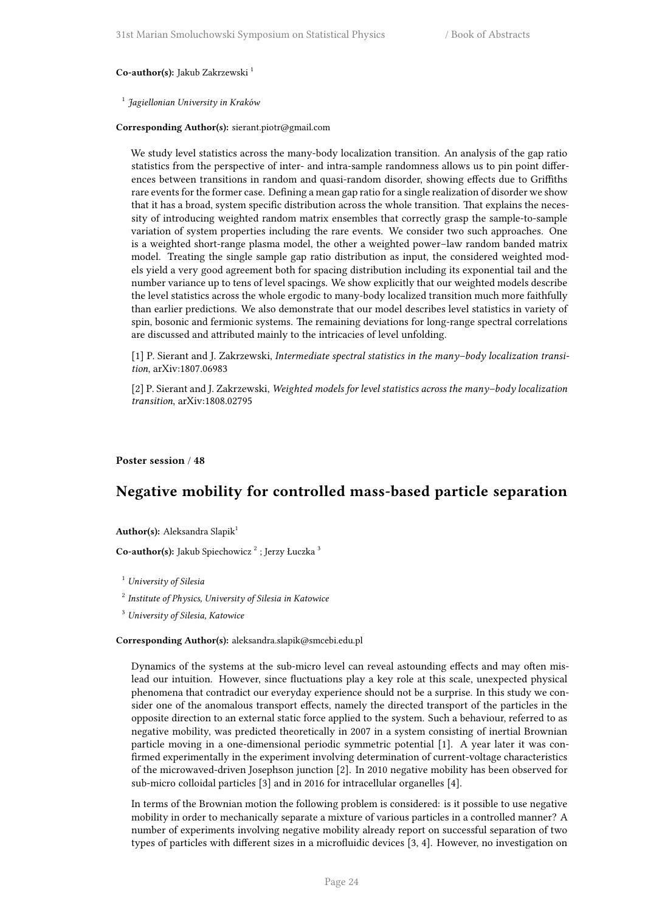**Co-author(s):** Jakub Zakrzewski [1]

[1] *Jagiellonian University in Kraków*

**Corresponding Author(s):** sierant.piotr@gmail.com

We study level statistics across the many-body localization transition. An analysis of the gap ratio statistics from the perspective of inter- and intra-sample randomness allows us to pin point differences between transitions in random and quasi-random disorder, showing effects due to Griffiths rare events for the former case. Defining a mean gap ratio for a single realization of disorder we show that it has a broad, system specific distribution across the whole transition. That explains the necessity of introducing weighted random matrix ensembles that correctly grasp the sample-to-sample variation of system properties including the rare events. We consider two such approaches. One is a weighted short-range plasma model, the other a weighted power–law random banded matrix model. Treating the single sample gap ratio distribution as input, the considered weighted models yield a very good agreement both for spacing distribution including its exponential tail and the number variance up to tens of level spacings. We show explicitly that our weighted models describe the level statistics across the whole ergodic to many-body localized transition much more faithfully than earlier predictions. We also demonstrate that our model describes level statistics in variety of spin, bosonic and fermionic systems. The remaining deviations for long-range spectral correlations are discussed and attributed mainly to the intricacies of level unfolding.

[1] P. Sierant and J. Zakrzewski, *Intermediate spectral statistics in the many–body localization transition*, arXiv:1807.06983

[2] P. Sierant and J. Zakrzewski, *Weighted models for level statistics across the many–body localization transition*, arXiv:1808.02795

**Poster session / 48**

## Negative mobility for controlled mass-based particle separation

**Author(s):** Aleksandra Slapik[1]

**Co-author(s):** Jakub Spiechowicz [2] ; Jerzy Łuczka [3]

[1] *University of Silesia*

[2] *Institute of Physics, University of Silesia in Katowice*

[3] *University of Silesia, Katowice*

**Corresponding Author(s):** aleksandra.slapik@smcebi.edu.pl

Dynamics of the systems at the sub-micro level can reveal astounding effects and may often mislead our intuition. However, since fluctuations play a key role at this scale, unexpected physical phenomena that contradict our everyday experience should not be a surprise. In this study we consider one of the anomalous transport effects, namely the directed transport of the particles in the opposite direction to an external static force applied to the system. Such a behaviour, referred to as negative mobility, was predicted theoretically in 2007 in a system consisting of inertial Brownian particle moving in a one-dimensional periodic symmetric potential [1]. A year later it was confirmed experimentally in the experiment involving determination of current-voltage characteristics of the microwaved-driven Josephson junction [2]. In 2010 negative mobility has been observed for sub-micro colloidal particles [3] and in 2016 for intracellular organelles [4].

In terms of the Brownian motion the following problem is considered: is it possible to use negative mobility in order to mechanically separate a mixture of various particles in a controlled manner? A number of experiments involving negative mobility already report on successful separation of two types of particles with different sizes in a microfluidic devices [3, 4]. However, no investigation on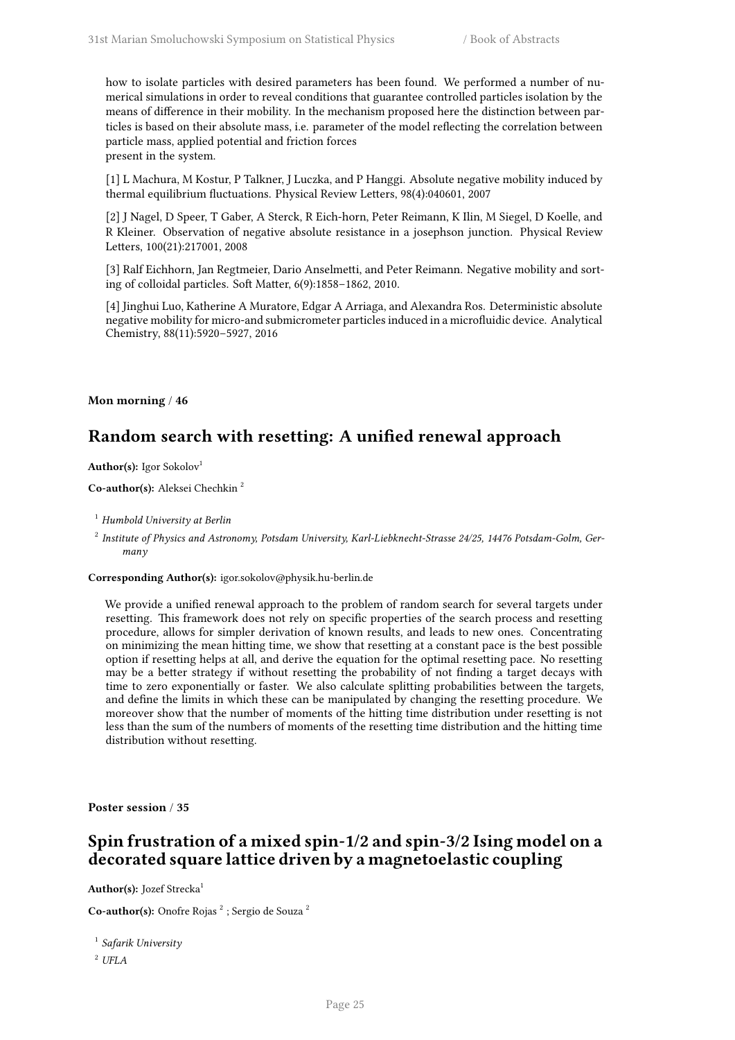how to isolate particles with desired parameters has been found. We performed a number of numerical simulations in order to reveal conditions that guarantee controlled particles isolation by the means of difference in their mobility. In the mechanism proposed here the distinction between particles is based on their absolute mass, i.e. parameter of the model reflecting the correlation between particle mass, applied potential and friction forces
present in the system.

[1] L Machura, M Kostur, P Talkner, J Luczka, and P Hanggi. Absolute negative mobility induced by thermal equilibrium fluctuations. Physical Review Letters, 98(4):040601, 2007

[2] J Nagel, D Speer, T Gaber, A Sterck, R Eich-horn, Peter Reimann, K Ilin, M Siegel, D Koelle, and R Kleiner. Observation of negative absolute resistance in a josephson junction. Physical Review Letters, 100(21):217001, 2008

[3] Ralf Eichhorn, Jan Regtmeier, Dario Anselmetti, and Peter Reimann. Negative mobility and sorting of colloidal particles. Soft Matter, 6(9):1858–1862, 2010.

[4] Jinghui Luo, Katherine A Muratore, Edgar A Arriaga, and Alexandra Ros. Deterministic absolute negative mobility for micro-and submicrometer particles induced in a microfluidic device. Analytical Chemistry, 88(11):5920–5927, 2016

**Mon morning / 46**

## Random search with resetting: A unified renewal approach

**Author(s):** Igor Sokolov[1]

**Co-author(s):** Aleksei Chechkin [2]

[1] *Humbold University at Berlin*

[2] *Institute of Physics and Astronomy, Potsdam University, Karl-Liebknecht-Strasse 24/25, 14476 Potsdam-Golm, Germany*

**Corresponding Author(s):** igor.sokolov@physik.hu-berlin.de

We provide a unified renewal approach to the problem of random search for several targets under resetting. This framework does not rely on specific properties of the search process and resetting procedure, allows for simpler derivation of known results, and leads to new ones. Concentrating on minimizing the mean hitting time, we show that resetting at a constant pace is the best possible option if resetting helps at all, and derive the equation for the optimal resetting pace. No resetting may be a better strategy if without resetting the probability of not finding a target decays with time to zero exponentially or faster. We also calculate splitting probabilities between the targets, and define the limits in which these can be manipulated by changing the resetting procedure. We moreover show that the number of moments of the hitting time distribution under resetting is not less than the sum of the numbers of moments of the resetting time distribution and the hitting time distribution without resetting.

**Poster session / 35**

## Spin frustration of a mixed spin-1/2 and spin-3/2 Ising model on a decorated square lattice driven by a magnetoelastic coupling

**Author(s):** Jozef Strecka[1]

**Co-author(s):** Onofre Rojas [2] ; Sergio de Souza [2]

[1] *Safarik University*

[2] *UFLA*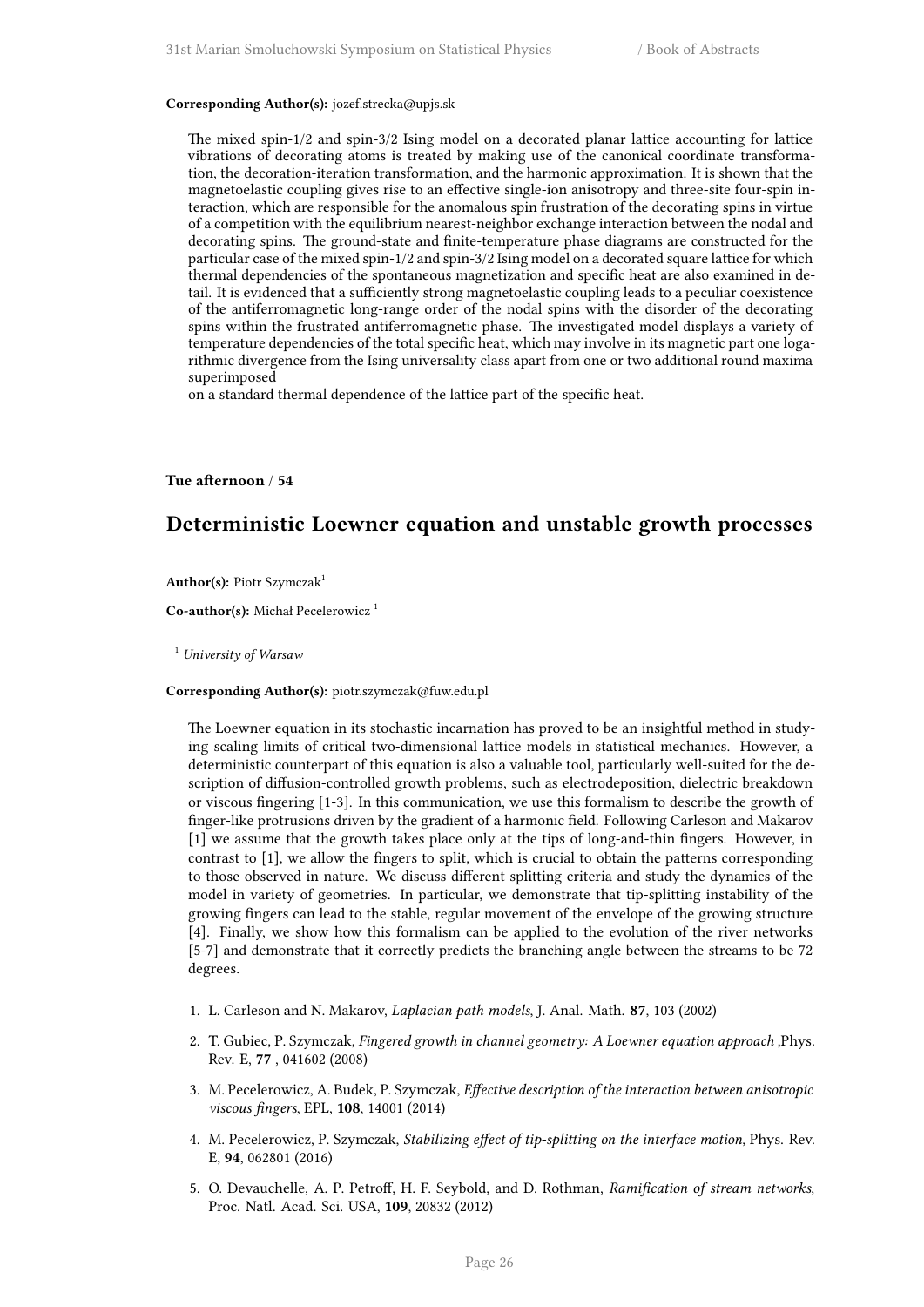**Corresponding Author(s):** jozef.strecka@upjs.sk

The mixed spin-1/2 and spin-3/2 Ising model on a decorated planar lattice accounting for lattice vibrations of decorating atoms is treated by making use of the canonical coordinate transformation, the decoration-iteration transformation, and the harmonic approximation. It is shown that the magnetoelastic coupling gives rise to an effective single-ion anisotropy and three-site four-spin interaction, which are responsible for the anomalous spin frustration of the decorating spins in virtue of a competition with the equilibrium nearest-neighbor exchange interaction between the nodal and decorating spins. The ground-state and finite-temperature phase diagrams are constructed for the particular case of the mixed spin-1/2 and spin-3/2 Ising model on a decorated square lattice for which thermal dependencies of the spontaneous magnetization and specific heat are also examined in detail. It is evidenced that a sufficiently strong magnetoelastic coupling leads to a peculiar coexistence of the antiferromagnetic long-range order of the nodal spins with the disorder of the decorating spins within the frustrated antiferromagnetic phase. The investigated model displays a variety of temperature dependencies of the total specific heat, which may involve in its magnetic part one logarithmic divergence from the Ising universality class apart from one or two additional round maxima superimposed
on a standard thermal dependence of the lattice part of the specific heat.

**Tue afternoon / 54**

## Deterministic Loewner equation and unstable growth processes

**Author(s):** Piotr Szymczak[1]

**Co-author(s):** Michał Pecelerowicz [1]

[1] *University of Warsaw*

**Corresponding Author(s):** piotr.szymczak@fuw.edu.pl

The Loewner equation in its stochastic incarnation has proved to be an insightful method in studying scaling limits of critical two-dimensional lattice models in statistical mechanics. However, a deterministic counterpart of this equation is also a valuable tool, particularly well-suited for the description of diffusion-controlled growth problems, such as electrodeposition, dielectric breakdown or viscous fingering [1-3]. In this communication, we use this formalism to describe the growth of finger-like protrusions driven by the gradient of a harmonic field. Following Carleson and Makarov [1] we assume that the growth takes place only at the tips of long-and-thin fingers. However, in contrast to [1], we allow the fingers to split, which is crucial to obtain the patterns corresponding to those observed in nature. We discuss different splitting criteria and study the dynamics of the model in variety of geometries. In particular, we demonstrate that tip-splitting instability of the growing fingers can lead to the stable, regular movement of the envelope of the growing structure [4]. Finally, we show how this formalism can be applied to the evolution of the river networks [5-7] and demonstrate that it correctly predicts the branching angle between the streams to be 72 degrees.

1. L. Carleson and N. Makarov, *Laplacian path models*, J. Anal. Math. **87**, 103 (2002)
2. T. Gubiec, P. Szymczak, *Fingered growth in channel geometry: A Loewner equation approach* ,Phys. Rev. E, **77** , 041602 (2008)
3. M. Pecelerowicz, A. Budek, P. Szymczak, *Effective description of the interaction between anisotropic viscous fingers*, EPL, **108**, 14001 (2014)
4. M. Pecelerowicz, P. Szymczak, *Stabilizing effect of tip-splitting on the interface motion*, Phys. Rev. E, **94**, 062801 (2016)
5. O. Devauchelle, A. P. Petroff, H. F. Seybold, and D. Rothman, *Ramification of stream networks*, Proc. Natl. Acad. Sci. USA, **109**, 20832 (2012)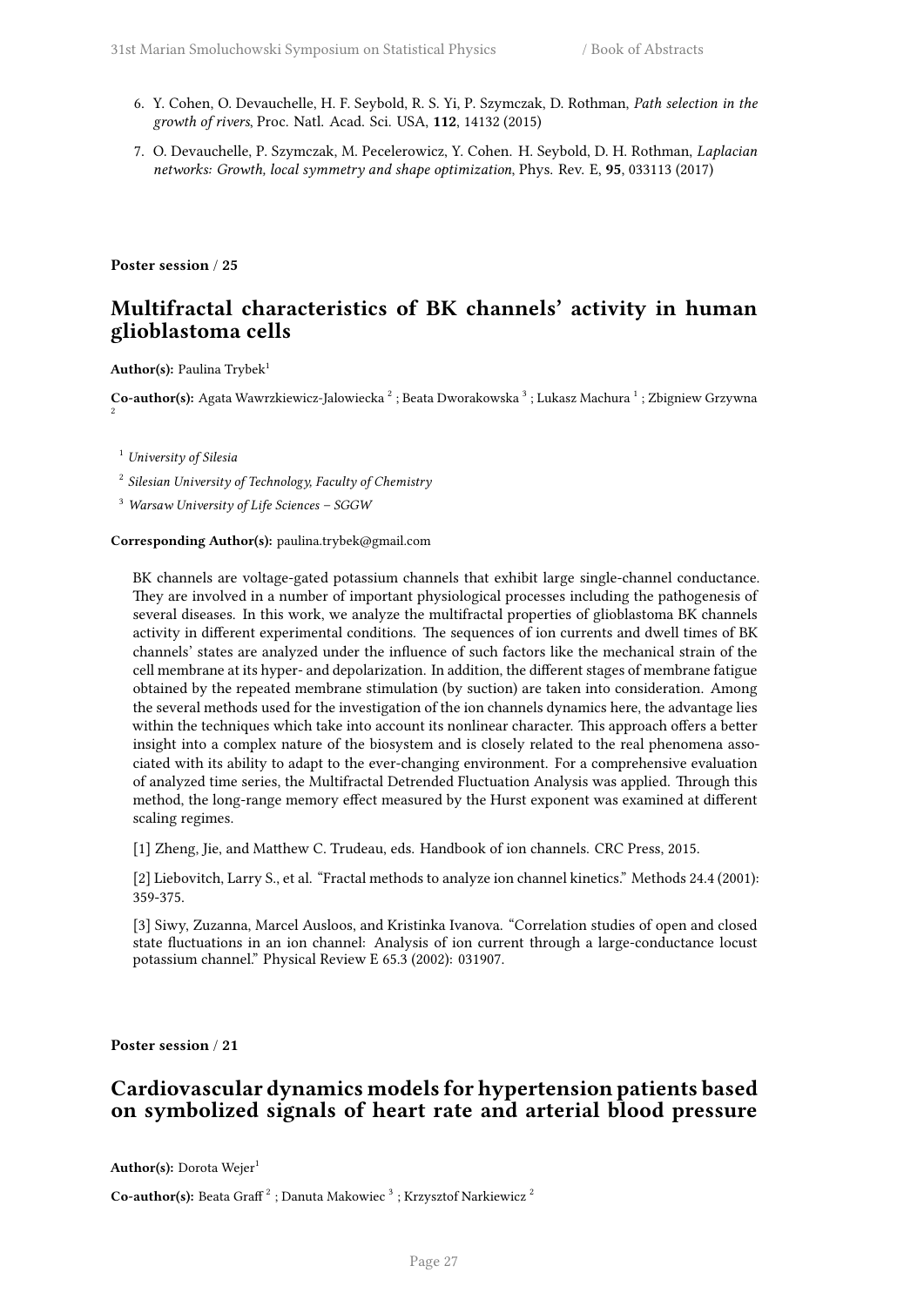6. Y. Cohen, O. Devauchelle, H. F. Seybold, R. S. Yi, P. Szymczak, D. Rothman, *Path selection in the growth of rivers*, Proc. Natl. Acad. Sci. USA, **112**, 14132 (2015)

7. O. Devauchelle, P. Szymczak, M. Pecelerowicz, Y. Cohen. H. Seybold, D. H. Rothman, *Laplacian networks: Growth, local symmetry and shape optimization*, Phys. Rev. E, **95**, 033113 (2017)

**Poster session / 25**

## Multifractal characteristics of BK channels' activity in human glioblastoma cells

**Author(s):** Paulina Trybek[1]

**Co-author(s):** Agata Wawrzkiewicz-Jalowiecka [2] ; Beata Dworakowska [3] ; Lukasz Machura [1] ; Zbigniew Grzywna [2]

[1] *University of Silesia*

[2] *Silesian University of Technology, Faculty of Chemistry*

[3] *Warsaw University of Life Sciences – SGGW*

**Corresponding Author(s):** paulina.trybek@gmail.com

BK channels are voltage-gated potassium channels that exhibit large single-channel conductance. They are involved in a number of important physiological processes including the pathogenesis of several diseases. In this work, we analyze the multifractal properties of glioblastoma BK channels activity in different experimental conditions. The sequences of ion currents and dwell times of BK channels' states are analyzed under the influence of such factors like the mechanical strain of the cell membrane at its hyper- and depolarization. In addition, the different stages of membrane fatigue obtained by the repeated membrane stimulation (by suction) are taken into consideration. Among the several methods used for the investigation of the ion channels dynamics here, the advantage lies within the techniques which take into account its nonlinear character. This approach offers a better insight into a complex nature of the biosystem and is closely related to the real phenomena associated with its ability to adapt to the ever-changing environment. For a comprehensive evaluation of analyzed time series, the Multifractal Detrended Fluctuation Analysis was applied. Through this method, the long-range memory effect measured by the Hurst exponent was examined at different scaling regimes.

[1] Zheng, Jie, and Matthew C. Trudeau, eds. Handbook of ion channels. CRC Press, 2015.

[2] Liebovitch, Larry S., et al. "Fractal methods to analyze ion channel kinetics." Methods 24.4 (2001): 359-375.

[3] Siwy, Zuzanna, Marcel Ausloos, and Kristinka Ivanova. "Correlation studies of open and closed state fluctuations in an ion channel: Analysis of ion current through a large-conductance locust potassium channel." Physical Review E 65.3 (2002): 031907.

**Poster session / 21**

## Cardiovascular dynamics models for hypertension patients based on symbolized signals of heart rate and arterial blood pressure

**Author(s):** Dorota Wejer[1]

**Co-author(s):** Beata Graff [2] ; Danuta Makowiec [3] ; Krzysztof Narkiewicz [2]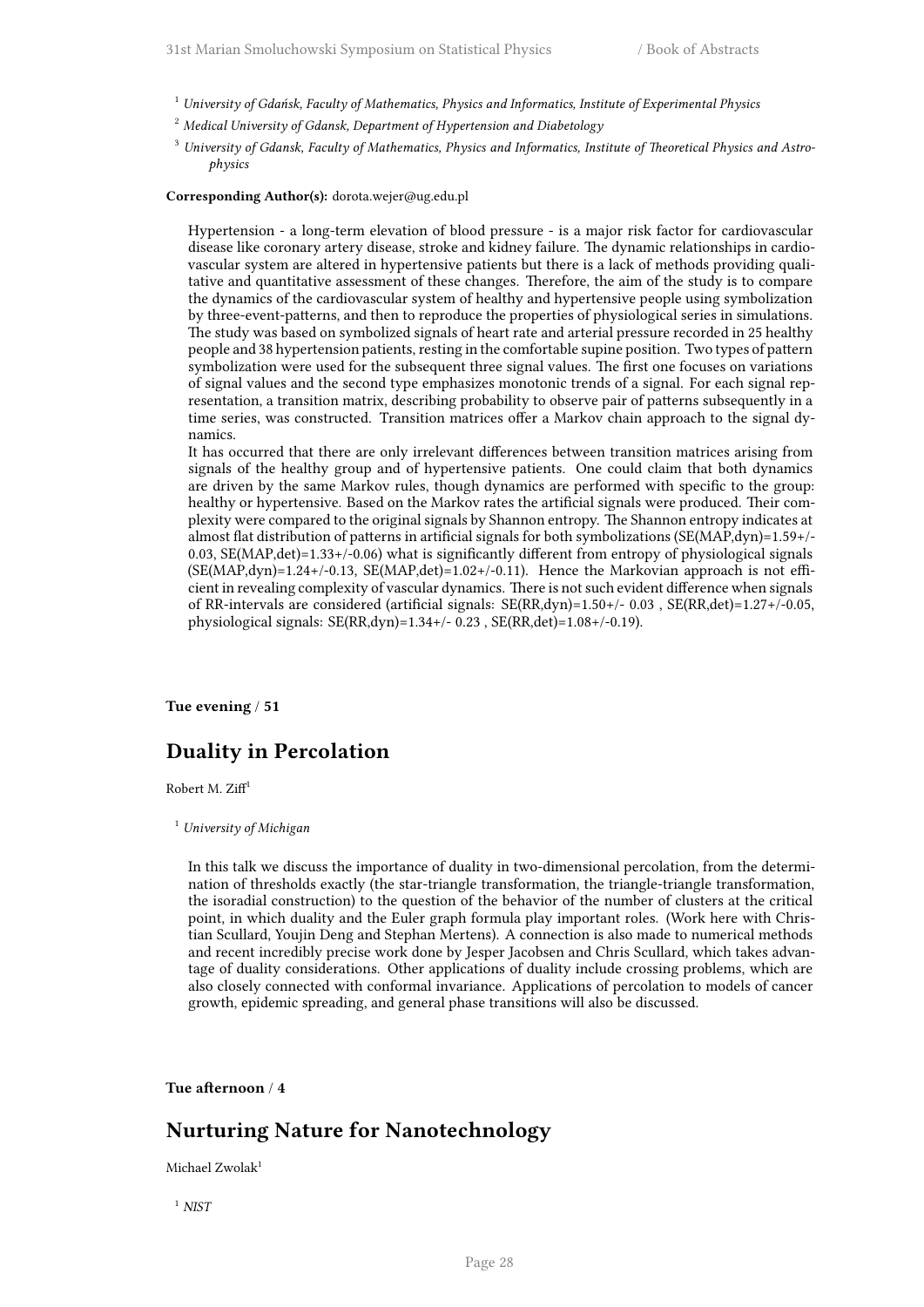[1] *University of Gdańsk, Faculty of Mathematics, Physics and Informatics, Institute of Experimental Physics*

[2] *Medical University of Gdansk, Department of Hypertension and Diabetology*

[3] *University of Gdansk, Faculty of Mathematics, Physics and Informatics, Institute of Theoretical Physics and Astrophysics*

**Corresponding Author(s):** dorota.wejer@ug.edu.pl

Hypertension - a long-term elevation of blood pressure - is a major risk factor for cardiovascular disease like coronary artery disease, stroke and kidney failure. The dynamic relationships in cardiovascular system are altered in hypertensive patients but there is a lack of methods providing qualitative and quantitative assessment of these changes. Therefore, the aim of the study is to compare the dynamics of the cardiovascular system of healthy and hypertensive people using symbolization by three-event-patterns, and then to reproduce the properties of physiological series in simulations. The study was based on symbolized signals of heart rate and arterial pressure recorded in 25 healthy people and 38 hypertension patients, resting in the comfortable supine position. Two types of pattern symbolization were used for the subsequent three signal values. The first one focuses on variations of signal values and the second type emphasizes monotonic trends of a signal. For each signal representation, a transition matrix, describing probability to observe pair of patterns subsequently in a time series, was constructed. Transition matrices offer a Markov chain approach to the signal dynamics.

It has occurred that there are only irrelevant differences between transition matrices arising from signals of the healthy group and of hypertensive patients. One could claim that both dynamics are driven by the same Markov rules, though dynamics are performed with specific to the group: healthy or hypertensive. Based on the Markov rates the artificial signals were produced. Their complexity were compared to the original signals by Shannon entropy. The Shannon entropy indicates at almost flat distribution of patterns in artificial signals for both symbolizations (SE(MAP,dyn)=1.59+/-0.03, SE(MAP,det)=1.33+/-0.06) what is significantly different from entropy of physiological signals (SE(MAP,dyn)=1.24+/-0.13, SE(MAP,det)=1.02+/-0.11). Hence the Markovian approach is not efficient in revealing complexity of vascular dynamics. There is not such evident difference when signals of RR-intervals are considered (artificial signals: SE(RR,dyn)=1.50+/- 0.03 , SE(RR,det)=1.27+/-0.05, physiological signals: SE(RR,dyn)=1.34+/- 0.23 , SE(RR,det)=1.08+/-0.19).

**Tue evening / 51**

## Duality in Percolation

Robert M. Ziff[1]

[1] *University of Michigan*

In this talk we discuss the importance of duality in two-dimensional percolation, from the determination of thresholds exactly (the star-triangle transformation, the triangle-triangle transformation, the isoradial construction) to the question of the behavior of the number of clusters at the critical point, in which duality and the Euler graph formula play important roles. (Work here with Christian Scullard, Youjin Deng and Stephan Mertens). A connection is also made to numerical methods and recent incredibly precise work done by Jesper Jacobsen and Chris Scullard, which takes advantage of duality considerations. Other applications of duality include crossing problems, which are also closely connected with conformal invariance. Applications of percolation to models of cancer growth, epidemic spreading, and general phase transitions will also be discussed.

**Tue afternoon / 4**

## Nurturing Nature for Nanotechnology

Michael Zwolak[1]

[1] *NIST*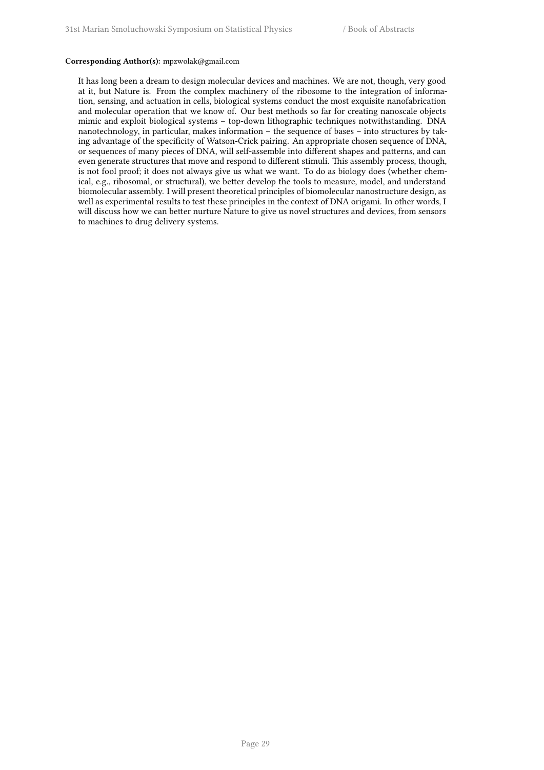**Corresponding Author(s):** mpzwolak@gmail.com

It has long been a dream to design molecular devices and machines. We are not, though, very good at it, but Nature is. From the complex machinery of the ribosome to the integration of information, sensing, and actuation in cells, biological systems conduct the most exquisite nanofabrication and molecular operation that we know of. Our best methods so far for creating nanoscale objects mimic and exploit biological systems – top-down lithographic techniques notwithstanding. DNA nanotechnology, in particular, makes information – the sequence of bases – into structures by taking advantage of the specificity of Watson-Crick pairing. An appropriate chosen sequence of DNA, or sequences of many pieces of DNA, will self-assemble into different shapes and patterns, and can even generate structures that move and respond to different stimuli. This assembly process, though, is not fool proof; it does not always give us what we want. To do as biology does (whether chemical, e.g., ribosomal, or structural), we better develop the tools to measure, model, and understand biomolecular assembly. I will present theoretical principles of biomolecular nanostructure design, as well as experimental results to test these principles in the context of DNA origami. In other words, I will discuss how we can better nurture Nature to give us novel structures and devices, from sensors to machines to drug delivery systems.